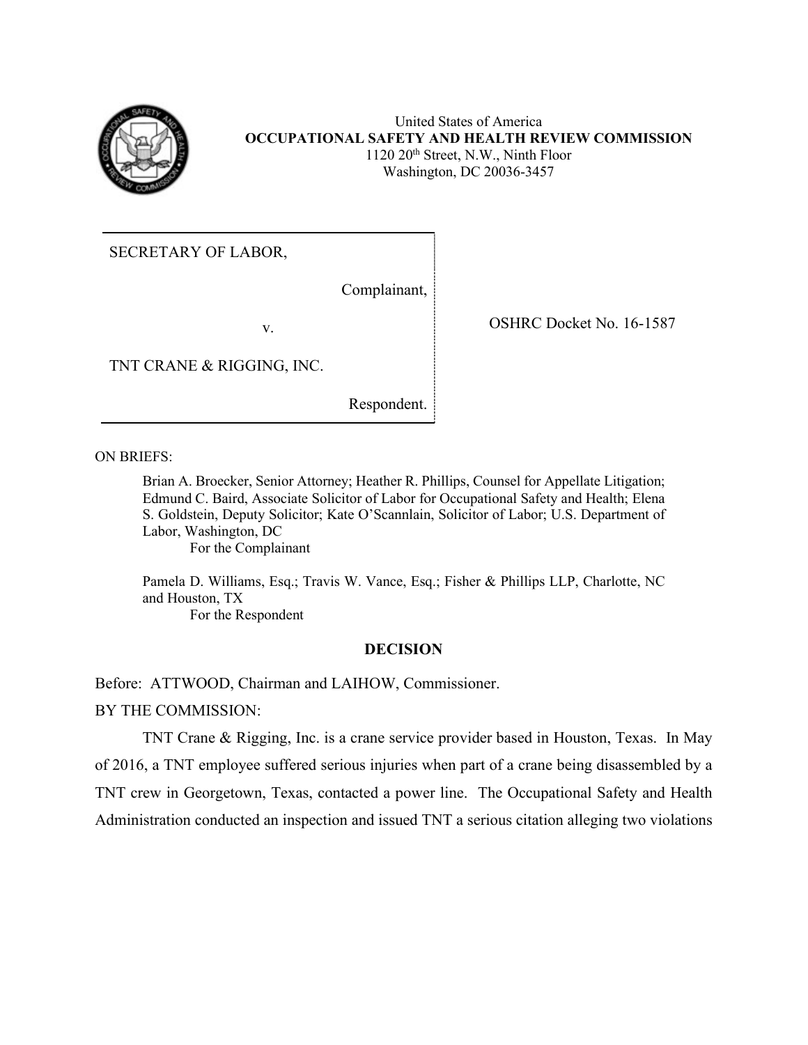United States of America
**OCCUPATIONAL SAFETY AND HEALTH REVIEW COMMISSION**
1120 20th Street, N.W., Ninth Floor
Washington, DC 20036-3457

| | |
|---|---|
| SECRETARY OF LABOR,<br><br>Complainant,<br><br>v.<br><br>TNT CRANE & RIGGING, INC.<br><br>Respondent. | OSHRC Docket No. 16-1587 |

ON BRIEFS:

Brian A. Broecker, Senior Attorney; Heather R. Phillips, Counsel for Appellate Litigation; Edmund C. Baird, Associate Solicitor of Labor for Occupational Safety and Health; Elena S. Goldstein, Deputy Solicitor; Kate O'Scannlain, Solicitor of Labor; U.S. Department of Labor, Washington, DC
For the Complainant

Pamela D. Williams, Esq.; Travis W. Vance, Esq.; Fisher & Phillips LLP, Charlotte, NC and Houston, TX
For the Respondent

## DECISION

Before: ATTWOOD, Chairman and LAIHOW, Commissioner.

BY THE COMMISSION:

TNT Crane & Rigging, Inc. is a crane service provider based in Houston, Texas. In May of 2016, a TNT employee suffered serious injuries when part of a crane being disassembled by a TNT crew in Georgetown, Texas, contacted a power line. The Occupational Safety and Health Administration conducted an inspection and issued TNT a serious citation alleging two violations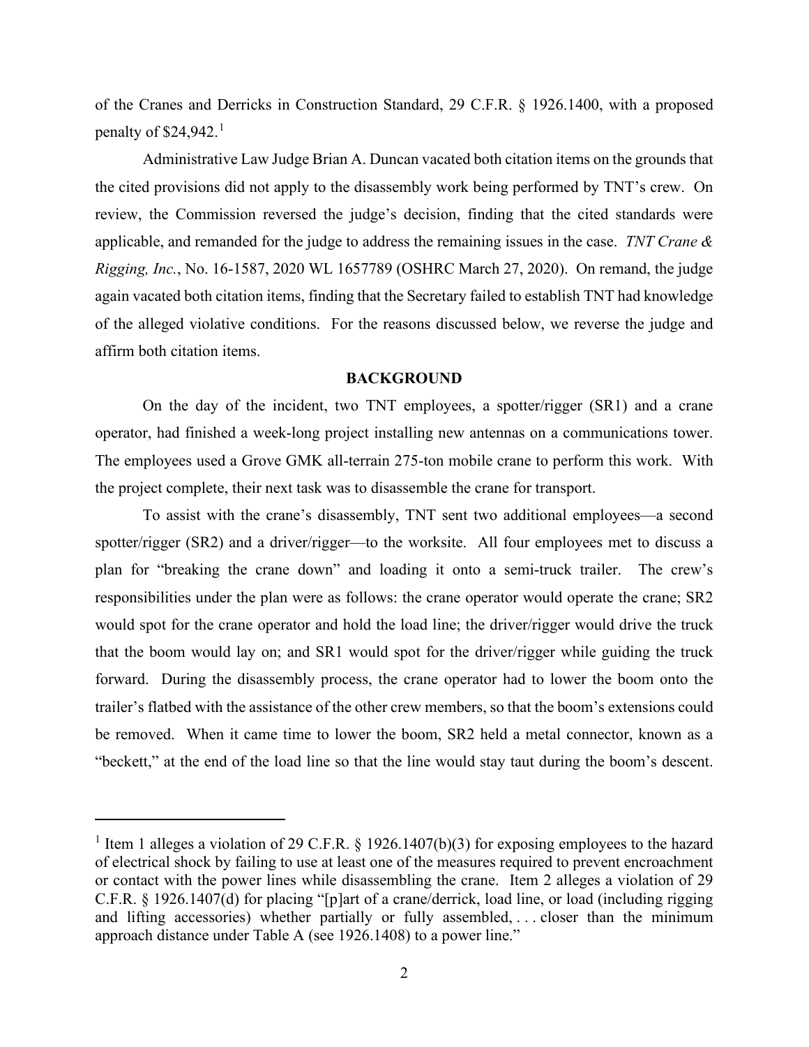of the Cranes and Derricks in Construction Standard, 29 C.F.R. § 1926.1400, with a proposed penalty of $24,942.[1]

Administrative Law Judge Brian A. Duncan vacated both citation items on the grounds that the cited provisions did not apply to the disassembly work being performed by TNT's crew. On review, the Commission reversed the judge's decision, finding that the cited standards were applicable, and remanded for the judge to address the remaining issues in the case. *TNT Crane & Rigging, Inc.*, No. 16-1587, 2020 WL 1657789 (OSHRC March 27, 2020). On remand, the judge again vacated both citation items, finding that the Secretary failed to establish TNT had knowledge of the alleged violative conditions. For the reasons discussed below, we reverse the judge and affirm both citation items.

## BACKGROUND

On the day of the incident, two TNT employees, a spotter/rigger (SR1) and a crane operator, had finished a week-long project installing new antennas on a communications tower. The employees used a Grove GMK all-terrain 275-ton mobile crane to perform this work. With the project complete, their next task was to disassemble the crane for transport.

To assist with the crane's disassembly, TNT sent two additional employees—a second spotter/rigger (SR2) and a driver/rigger—to the worksite. All four employees met to discuss a plan for "breaking the crane down" and loading it onto a semi-truck trailer. The crew's responsibilities under the plan were as follows: the crane operator would operate the crane; SR2 would spot for the crane operator and hold the load line; the driver/rigger would drive the truck that the boom would lay on; and SR1 would spot for the driver/rigger while guiding the truck forward. During the disassembly process, the crane operator had to lower the boom onto the trailer's flatbed with the assistance of the other crew members, so that the boom's extensions could be removed. When it came time to lower the boom, SR2 held a metal connector, known as a "beckett," at the end of the load line so that the line would stay taut during the boom's descent.

---

[1] Item 1 alleges a violation of 29 C.F.R. § 1926.1407(b)(3) for exposing employees to the hazard of electrical shock by failing to use at least one of the measures required to prevent encroachment or contact with the power lines while disassembling the crane. Item 2 alleges a violation of 29 C.F.R. § 1926.1407(d) for placing "[p]art of a crane/derrick, load line, or load (including rigging and lifting accessories) whether partially or fully assembled, . . . closer than the minimum approach distance under Table A (see 1926.1408) to a power line."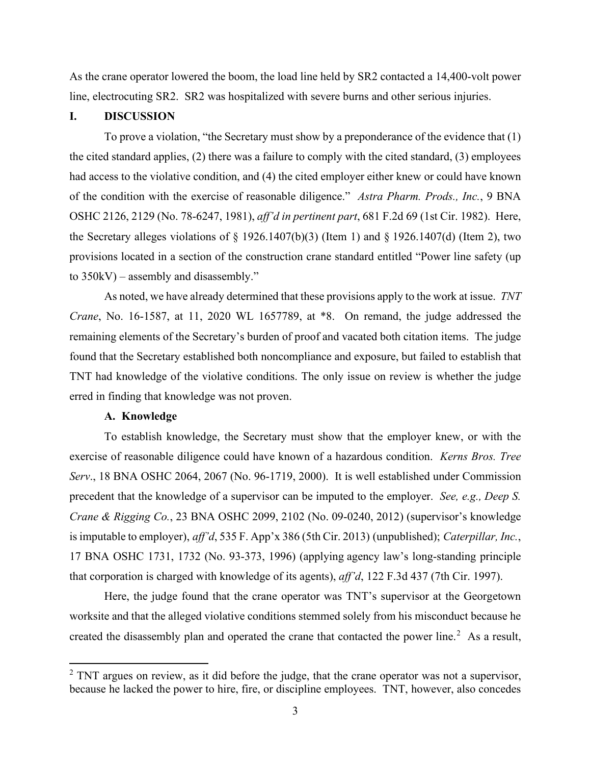As the crane operator lowered the boom, the load line held by SR2 contacted a 14,400-volt power line, electrocuting SR2. SR2 was hospitalized with severe burns and other serious injuries.

## I. DISCUSSION

To prove a violation, "the Secretary must show by a preponderance of the evidence that (1) the cited standard applies, (2) there was a failure to comply with the cited standard, (3) employees had access to the violative condition, and (4) the cited employer either knew or could have known of the condition with the exercise of reasonable diligence." *Astra Pharm. Prods., Inc.*, 9 BNA OSHC 2126, 2129 (No. 78-6247, 1981), *aff'd in pertinent part*, 681 F.2d 69 (1st Cir. 1982). Here, the Secretary alleges violations of § 1926.1407(b)(3) (Item 1) and § 1926.1407(d) (Item 2), two provisions located in a section of the construction crane standard entitled "Power line safety (up to 350kV) – assembly and disassembly."

As noted, we have already determined that these provisions apply to the work at issue. *TNT Crane*, No. 16-1587, at 11, 2020 WL 1657789, at *8. On remand, the judge addressed the remaining elements of the Secretary's burden of proof and vacated both citation items. The judge found that the Secretary established both noncompliance and exposure, but failed to establish that TNT had knowledge of the violative conditions. The only issue on review is whether the judge erred in finding that knowledge was not proven.

### A. Knowledge

To establish knowledge, the Secretary must show that the employer knew, or with the exercise of reasonable diligence could have known of a hazardous condition. *Kerns Bros. Tree Serv.*, 18 BNA OSHC 2064, 2067 (No. 96-1719, 2000). It is well established under Commission precedent that the knowledge of a supervisor can be imputed to the employer. *See, e.g., Deep S. Crane & Rigging Co.*, 23 BNA OSHC 2099, 2102 (No. 09-0240, 2012) (supervisor's knowledge is imputable to employer), *aff'd*, 535 F. App'x 386 (5th Cir. 2013) (unpublished); *Caterpillar, Inc.*, 17 BNA OSHC 1731, 1732 (No. 93-373, 1996) (applying agency law's long-standing principle that corporation is charged with knowledge of its agents), *aff'd*, 122 F.3d 437 (7th Cir. 1997).

Here, the judge found that the crane operator was TNT's supervisor at the Georgetown worksite and that the alleged violative conditions stemmed solely from his misconduct because he created the disassembly plan and operated the crane that contacted the power line.[2] As a result,

[2] TNT argues on review, as it did before the judge, that the crane operator was not a supervisor, because he lacked the power to hire, fire, or discipline employees. TNT, however, also concedes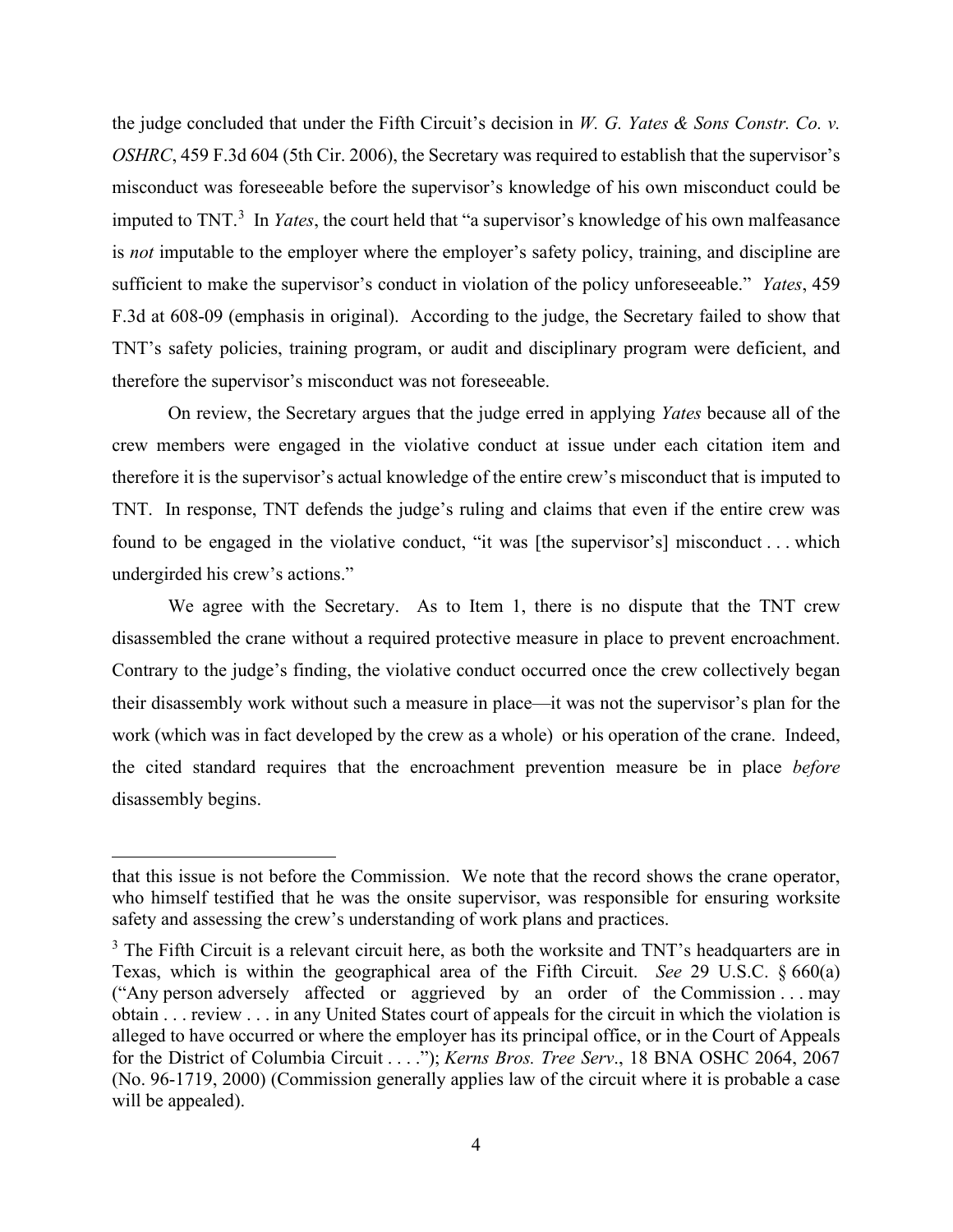the judge concluded that under the Fifth Circuit's decision in *W. G. Yates & Sons Constr. Co. v. OSHRC*, 459 F.3d 604 (5th Cir. 2006), the Secretary was required to establish that the supervisor's misconduct was foreseeable before the supervisor's knowledge of his own misconduct could be imputed to TNT.[3] In *Yates*, the court held that "a supervisor's knowledge of his own malfeasance is *not* imputable to the employer where the employer's safety policy, training, and discipline are sufficient to make the supervisor's conduct in violation of the policy unforeseeable." *Yates*, 459 F.3d at 608-09 (emphasis in original). According to the judge, the Secretary failed to show that TNT's safety policies, training program, or audit and disciplinary program were deficient, and therefore the supervisor's misconduct was not foreseeable.

On review, the Secretary argues that the judge erred in applying *Yates* because all of the crew members were engaged in the violative conduct at issue under each citation item and therefore it is the supervisor's actual knowledge of the entire crew's misconduct that is imputed to TNT. In response, TNT defends the judge's ruling and claims that even if the entire crew was found to be engaged in the violative conduct, "it was [the supervisor's] misconduct . . . which undergirded his crew's actions."

We agree with the Secretary. As to Item 1, there is no dispute that the TNT crew disassembled the crane without a required protective measure in place to prevent encroachment. Contrary to the judge's finding, the violative conduct occurred once the crew collectively began their disassembly work without such a measure in place—it was not the supervisor's plan for the work (which was in fact developed by the crew as a whole) or his operation of the crane. Indeed, the cited standard requires that the encroachment prevention measure be in place *before* disassembly begins.

---

that this issue is not before the Commission. We note that the record shows the crane operator, who himself testified that he was the onsite supervisor, was responsible for ensuring worksite safety and assessing the crew's understanding of work plans and practices.

[3] The Fifth Circuit is a relevant circuit here, as both the worksite and TNT's headquarters are in Texas, which is within the geographical area of the Fifth Circuit. *See* 29 U.S.C. § 660(a) ("Any person adversely affected or aggrieved by an order of the Commission . . . may obtain . . . review . . . in any United States court of appeals for the circuit in which the violation is alleged to have occurred or where the employer has its principal office, or in the Court of Appeals for the District of Columbia Circuit . . . ."); *Kerns Bros. Tree Serv*., 18 BNA OSHC 2064, 2067 (No. 96-1719, 2000) (Commission generally applies law of the circuit where it is probable a case will be appealed).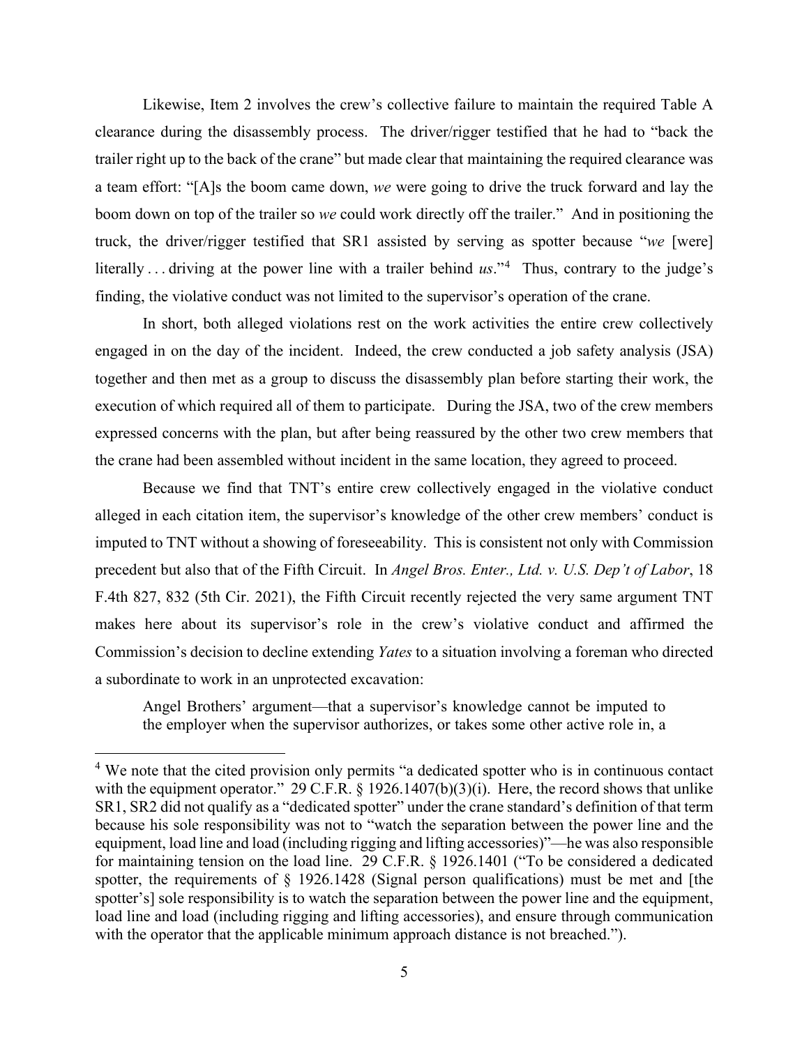Likewise, Item 2 involves the crew's collective failure to maintain the required Table A clearance during the disassembly process. The driver/rigger testified that he had to "back the trailer right up to the back of the crane" but made clear that maintaining the required clearance was a team effort: "[A]s the boom came down, *we* were going to drive the truck forward and lay the boom down on top of the trailer so *we* could work directly off the trailer." And in positioning the truck, the driver/rigger testified that SR1 assisted by serving as spotter because "*we* [were] literally . . . driving at the power line with a trailer behind *us*."[4] Thus, contrary to the judge's finding, the violative conduct was not limited to the supervisor's operation of the crane.

In short, both alleged violations rest on the work activities the entire crew collectively engaged in on the day of the incident. Indeed, the crew conducted a job safety analysis (JSA) together and then met as a group to discuss the disassembly plan before starting their work, the execution of which required all of them to participate. During the JSA, two of the crew members expressed concerns with the plan, but after being reassured by the other two crew members that the crane had been assembled without incident in the same location, they agreed to proceed.

Because we find that TNT's entire crew collectively engaged in the violative conduct alleged in each citation item, the supervisor's knowledge of the other crew members' conduct is imputed to TNT without a showing of foreseeability. This is consistent not only with Commission precedent but also that of the Fifth Circuit. In *Angel Bros. Enter., Ltd. v. U.S. Dep't of Labor*, 18 F.4th 827, 832 (5th Cir. 2021), the Fifth Circuit recently rejected the very same argument TNT makes here about its supervisor's role in the crew's violative conduct and affirmed the Commission's decision to decline extending *Yates* to a situation involving a foreman who directed a subordinate to work in an unprotected excavation:

> Angel Brothers' argument—that a supervisor's knowledge cannot be imputed to the employer when the supervisor authorizes, or takes some other active role in, a

[4] We note that the cited provision only permits "a dedicated spotter who is in continuous contact with the equipment operator." 29 C.F.R. § 1926.1407(b)(3)(i). Here, the record shows that unlike SR1, SR2 did not qualify as a "dedicated spotter" under the crane standard's definition of that term because his sole responsibility was not to "watch the separation between the power line and the equipment, load line and load (including rigging and lifting accessories)"—he was also responsible for maintaining tension on the load line. 29 C.F.R. § 1926.1401 ("To be considered a dedicated spotter, the requirements of § 1926.1428 (Signal person qualifications) must be met and [the spotter's] sole responsibility is to watch the separation between the power line and the equipment, load line and load (including rigging and lifting accessories), and ensure through communication with the operator that the applicable minimum approach distance is not breached.").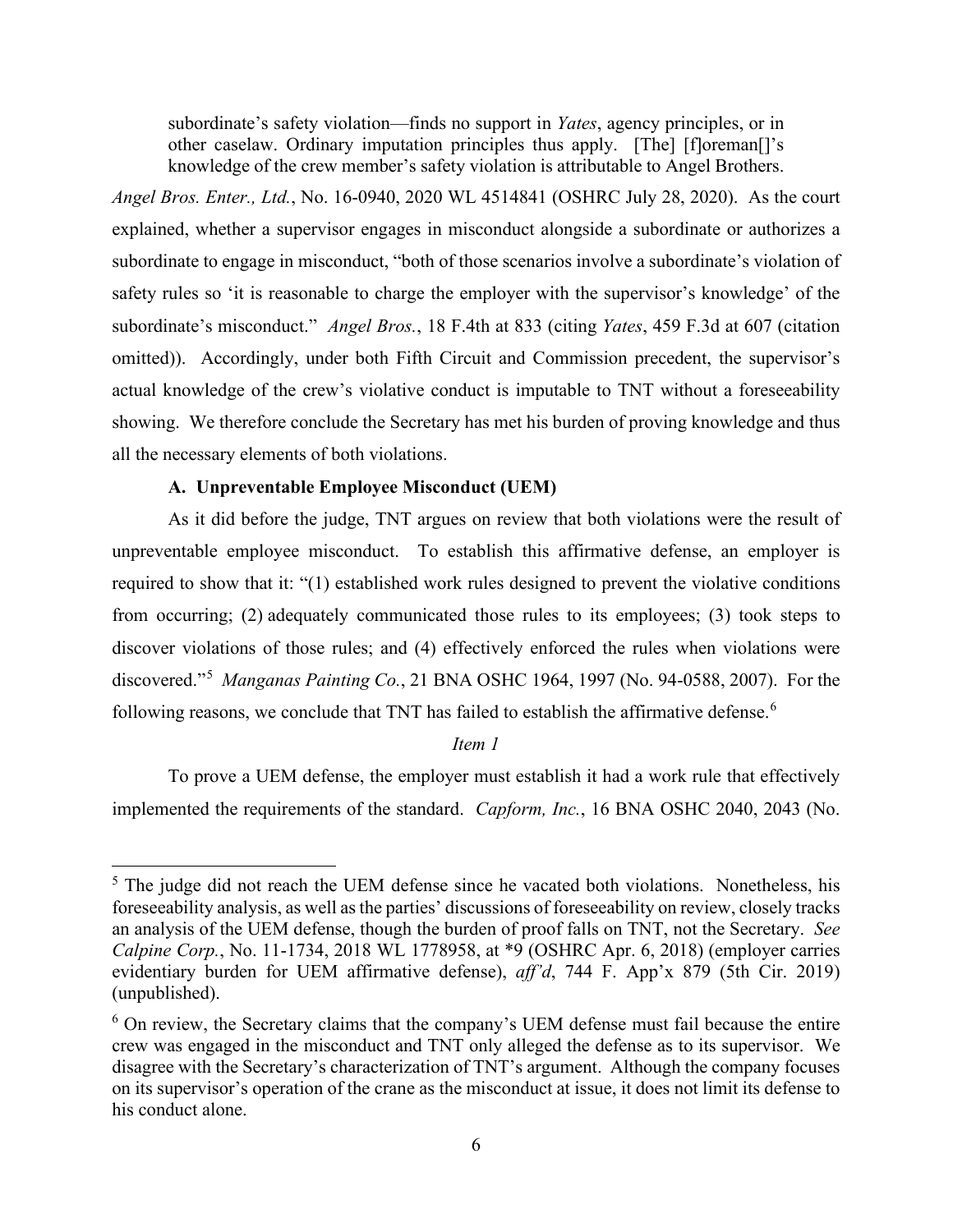> subordinate's safety violation—finds no support in *Yates*, agency principles, or in other caselaw. Ordinary imputation principles thus apply. [The] [f]oreman[]'s knowledge of the crew member's safety violation is attributable to Angel Brothers.

*Angel Bros. Enter., Ltd.*, No. 16-0940, 2020 WL 4514841 (OSHRC July 28, 2020). As the court explained, whether a supervisor engages in misconduct alongside a subordinate or authorizes a subordinate to engage in misconduct, "both of those scenarios involve a subordinate's violation of safety rules so 'it is reasonable to charge the employer with the supervisor's knowledge' of the subordinate's misconduct." *Angel Bros.*, 18 F.4th at 833 (citing *Yates*, 459 F.3d at 607 (citation omitted)). Accordingly, under both Fifth Circuit and Commission precedent, the supervisor's actual knowledge of the crew's violative conduct is imputable to TNT without a foreseeability showing. We therefore conclude the Secretary has met his burden of proving knowledge and thus all the necessary elements of both violations.

### A. Unpreventable Employee Misconduct (UEM)

As it did before the judge, TNT argues on review that both violations were the result of unpreventable employee misconduct. To establish this affirmative defense, an employer is required to show that it: "(1) established work rules designed to prevent the violative conditions from occurring; (2) adequately communicated those rules to its employees; (3) took steps to discover violations of those rules; and (4) effectively enforced the rules when violations were discovered."[5] *Manganas Painting Co.*, 21 BNA OSHC 1964, 1997 (No. 94-0588, 2007). For the following reasons, we conclude that TNT has failed to establish the affirmative defense.[6]

*Item 1*

To prove a UEM defense, the employer must establish it had a work rule that effectively implemented the requirements of the standard. *Capform, Inc.*, 16 BNA OSHC 2040, 2043 (No.

---

[5] The judge did not reach the UEM defense since he vacated both violations. Nonetheless, his foreseeability analysis, as well as the parties' discussions of foreseeability on review, closely tracks an analysis of the UEM defense, though the burden of proof falls on TNT, not the Secretary. *See Calpine Corp.*, No. 11-1734, 2018 WL 1778958, at *9 (OSHRC Apr. 6, 2018) (employer carries evidentiary burden for UEM affirmative defense), *aff'd*, 744 F. App'x 879 (5th Cir. 2019) (unpublished).

[6] On review, the Secretary claims that the company's UEM defense must fail because the entire crew was engaged in the misconduct and TNT only alleged the defense as to its supervisor. We disagree with the Secretary's characterization of TNT's argument. Although the company focuses on its supervisor's operation of the crane as the misconduct at issue, it does not limit its defense to his conduct alone.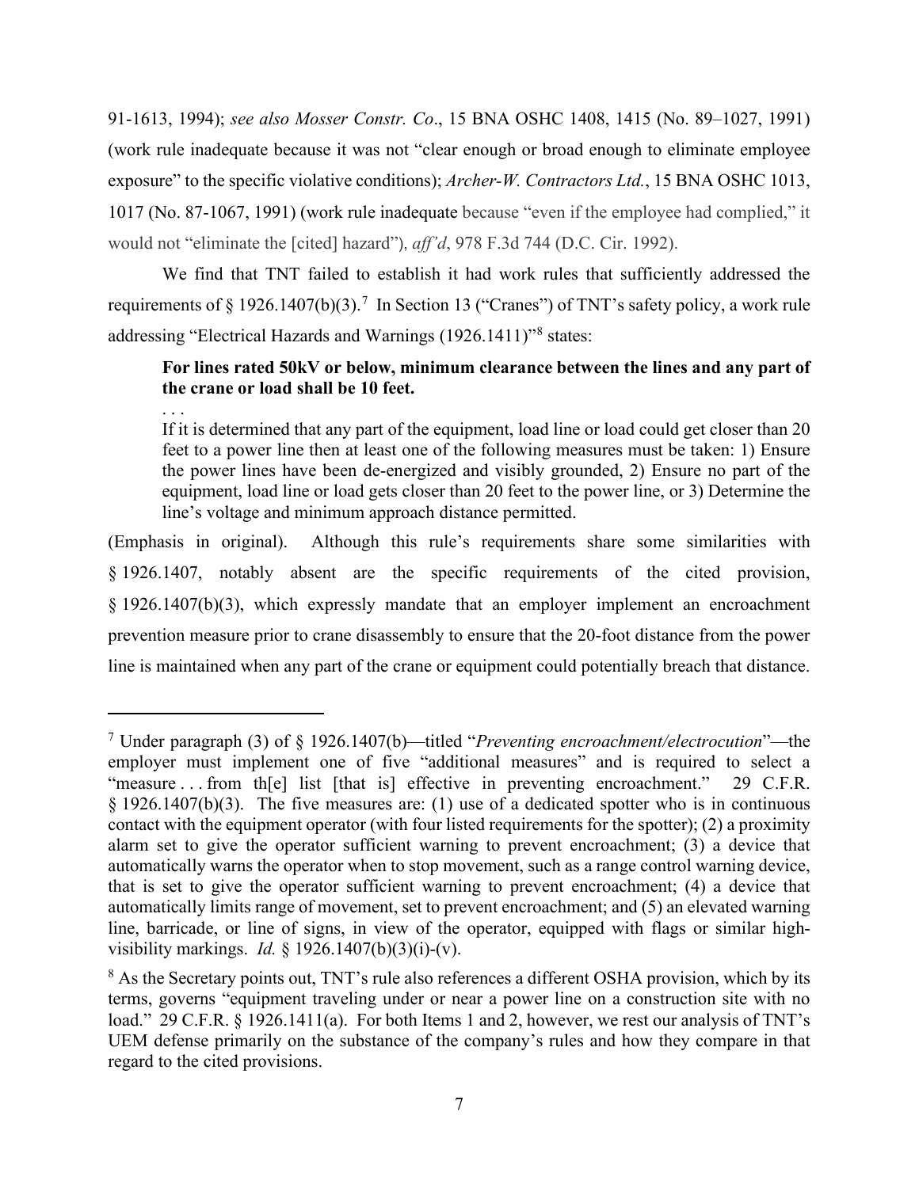91-1613, 1994); *see also Mosser Constr. Co*., 15 BNA OSHC 1408, 1415 (No. 89–1027, 1991) (work rule inadequate because it was not "clear enough or broad enough to eliminate employee exposure" to the specific violative conditions); *Archer-W. Contractors Ltd.*, 15 BNA OSHC 1013, 1017 (No. 87-1067, 1991) (work rule inadequate because "even if the employee had complied," it would not "eliminate the [cited] hazard"), *aff'd*, 978 F.3d 744 (D.C. Cir. 1992).

We find that TNT failed to establish it had work rules that sufficiently addressed the requirements of § 1926.1407(b)(3).[7] In Section 13 ("Cranes") of TNT's safety policy, a work rule addressing "Electrical Hazards and Warnings (1926.1411)"[8] states:

> **For lines rated 50kV or below, minimum clearance between the lines and any part of the crane or load shall be 10 feet.**
>
> . . .
>
> If it is determined that any part of the equipment, load line or load could get closer than 20 feet to a power line then at least one of the following measures must be taken: 1) Ensure the power lines have been de-energized and visibly grounded, 2) Ensure no part of the equipment, load line or load gets closer than 20 feet to the power line, or 3) Determine the line's voltage and minimum approach distance permitted.

(Emphasis in original). Although this rule's requirements share some similarities with § 1926.1407, notably absent are the specific requirements of the cited provision, § 1926.1407(b)(3), which expressly mandate that an employer implement an encroachment prevention measure prior to crane disassembly to ensure that the 20-foot distance from the power line is maintained when any part of the crane or equipment could potentially breach that distance.

---

[7] Under paragraph (3) of § 1926.1407(b)—titled "*Preventing encroachment/electrocution*"—the employer must implement one of five "additional measures" and is required to select a "measure . . . from th[e] list [that is] effective in preventing encroachment." 29 C.F.R. § 1926.1407(b)(3). The five measures are: (1) use of a dedicated spotter who is in continuous contact with the equipment operator (with four listed requirements for the spotter); (2) a proximity alarm set to give the operator sufficient warning to prevent encroachment; (3) a device that automatically warns the operator when to stop movement, such as a range control warning device, that is set to give the operator sufficient warning to prevent encroachment; (4) a device that automatically limits range of movement, set to prevent encroachment; and (5) an elevated warning line, barricade, or line of signs, in view of the operator, equipped with flags or similar high-visibility markings. *Id.* § 1926.1407(b)(3)(i)-(v).

[8] As the Secretary points out, TNT's rule also references a different OSHA provision, which by its terms, governs "equipment traveling under or near a power line on a construction site with no load." 29 C.F.R. § 1926.1411(a). For both Items 1 and 2, however, we rest our analysis of TNT's UEM defense primarily on the substance of the company's rules and how they compare in that regard to the cited provisions.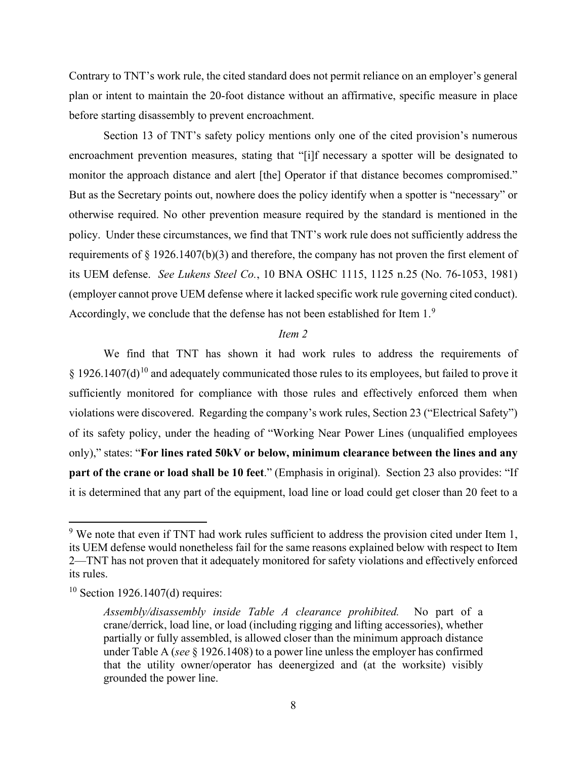Contrary to TNT's work rule, the cited standard does not permit reliance on an employer's general plan or intent to maintain the 20-foot distance without an affirmative, specific measure in place before starting disassembly to prevent encroachment.

Section 13 of TNT's safety policy mentions only one of the cited provision's numerous encroachment prevention measures, stating that "[i]f necessary a spotter will be designated to monitor the approach distance and alert [the] Operator if that distance becomes compromised." But as the Secretary points out, nowhere does the policy identify when a spotter is "necessary" or otherwise required. No other prevention measure required by the standard is mentioned in the policy. Under these circumstances, we find that TNT's work rule does not sufficiently address the requirements of § 1926.1407(b)(3) and therefore, the company has not proven the first element of its UEM defense. *See Lukens Steel Co.*, 10 BNA OSHC 1115, 1125 n.25 (No. 76-1053, 1981) (employer cannot prove UEM defense where it lacked specific work rule governing cited conduct). Accordingly, we conclude that the defense has not been established for Item 1.[9]

*Item 2*

We find that TNT has shown it had work rules to address the requirements of § 1926.1407(d)[10] and adequately communicated those rules to its employees, but failed to prove it sufficiently monitored for compliance with those rules and effectively enforced them when violations were discovered. Regarding the company's work rules, Section 23 ("Electrical Safety") of its safety policy, under the heading of "Working Near Power Lines (unqualified employees only)," states: "**For lines rated 50kV or below, minimum clearance between the lines and any part of the crane or load shall be 10 feet**." (Emphasis in original). Section 23 also provides: "If it is determined that any part of the equipment, load line or load could get closer than 20 feet to a

---

[9] We note that even if TNT had work rules sufficient to address the provision cited under Item 1, its UEM defense would nonetheless fail for the same reasons explained below with respect to Item 2—TNT has not proven that it adequately monitored for safety violations and effectively enforced its rules.

[10] Section 1926.1407(d) requires:

> *Assembly/disassembly inside Table A clearance prohibited.* No part of a crane/derrick, load line, or load (including rigging and lifting accessories), whether partially or fully assembled, is allowed closer than the minimum approach distance under Table A (*see* § 1926.1408) to a power line unless the employer has confirmed that the utility owner/operator has deenergized and (at the worksite) visibly grounded the power line.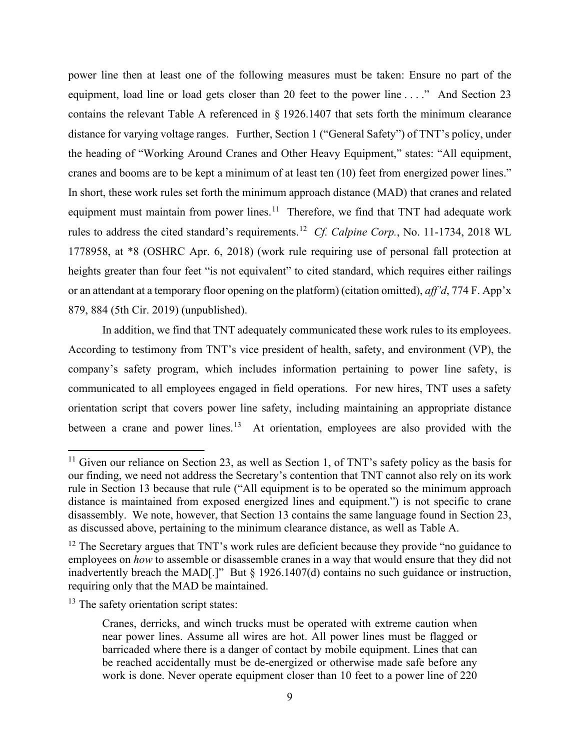power line then at least one of the following measures must be taken: Ensure no part of the equipment, load line or load gets closer than 20 feet to the power line . . . ." And Section 23 contains the relevant Table A referenced in § 1926.1407 that sets forth the minimum clearance distance for varying voltage ranges. Further, Section 1 ("General Safety") of TNT's policy, under the heading of "Working Around Cranes and Other Heavy Equipment," states: "All equipment, cranes and booms are to be kept a minimum of at least ten (10) feet from energized power lines." In short, these work rules set forth the minimum approach distance (MAD) that cranes and related equipment must maintain from power lines.[11] Therefore, we find that TNT had adequate work rules to address the cited standard's requirements.[12] *Cf. Calpine Corp.*, No. 11-1734, 2018 WL 1778958, at *8 (OSHRC Apr. 6, 2018) (work rule requiring use of personal fall protection at heights greater than four feet "is not equivalent" to cited standard, which requires either railings or an attendant at a temporary floor opening on the platform) (citation omitted), *aff'd*, 774 F. App'x 879, 884 (5th Cir. 2019) (unpublished).

In addition, we find that TNT adequately communicated these work rules to its employees. According to testimony from TNT's vice president of health, safety, and environment (VP), the company's safety program, which includes information pertaining to power line safety, is communicated to all employees engaged in field operations. For new hires, TNT uses a safety orientation script that covers power line safety, including maintaining an appropriate distance between a crane and power lines.[13] At orientation, employees are also provided with the

---

[11] Given our reliance on Section 23, as well as Section 1, of TNT's safety policy as the basis for our finding, we need not address the Secretary's contention that TNT cannot also rely on its work rule in Section 13 because that rule ("All equipment is to be operated so the minimum approach distance is maintained from exposed energized lines and equipment.") is not specific to crane disassembly. We note, however, that Section 13 contains the same language found in Section 23, as discussed above, pertaining to the minimum clearance distance, as well as Table A.

[12] The Secretary argues that TNT's work rules are deficient because they provide "no guidance to employees on *how* to assemble or disassemble cranes in a way that would ensure that they did not inadvertently breach the MAD[.]" But § 1926.1407(d) contains no such guidance or instruction, requiring only that the MAD be maintained.

[13] The safety orientation script states:

> Cranes, derricks, and winch trucks must be operated with extreme caution when near power lines. Assume all wires are hot. All power lines must be flagged or barricaded where there is a danger of contact by mobile equipment. Lines that can be reached accidentally must be de-energized or otherwise made safe before any work is done. Never operate equipment closer than 10 feet to a power line of 220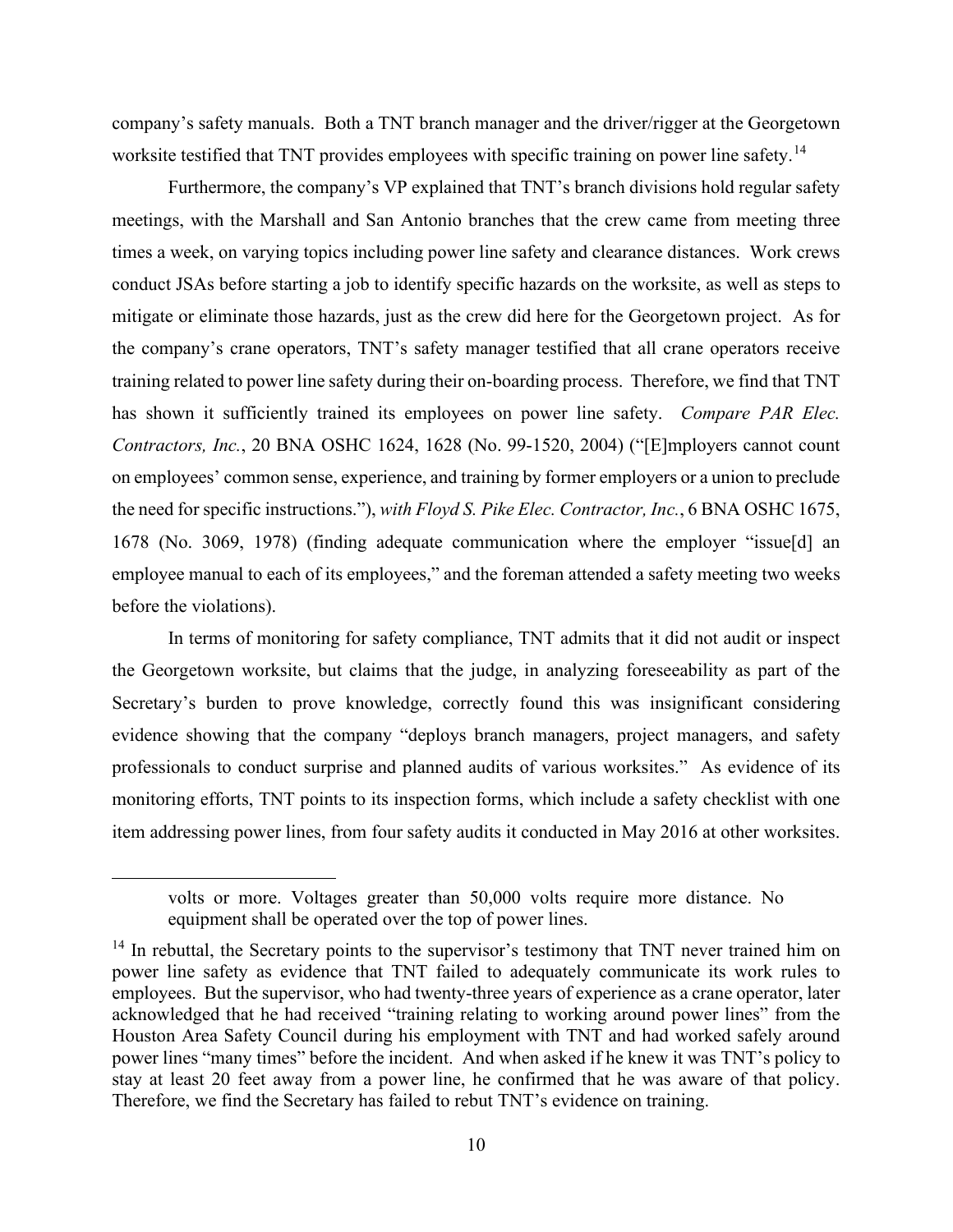company's safety manuals. Both a TNT branch manager and the driver/rigger at the Georgetown worksite testified that TNT provides employees with specific training on power line safety.[14]

Furthermore, the company's VP explained that TNT's branch divisions hold regular safety meetings, with the Marshall and San Antonio branches that the crew came from meeting three times a week, on varying topics including power line safety and clearance distances. Work crews conduct JSAs before starting a job to identify specific hazards on the worksite, as well as steps to mitigate or eliminate those hazards, just as the crew did here for the Georgetown project. As for the company's crane operators, TNT's safety manager testified that all crane operators receive training related to power line safety during their on-boarding process. Therefore, we find that TNT has shown it sufficiently trained its employees on power line safety. *Compare PAR Elec. Contractors, Inc.*, 20 BNA OSHC 1624, 1628 (No. 99-1520, 2004) ("[E]mployers cannot count on employees' common sense, experience, and training by former employers or a union to preclude the need for specific instructions."), *with Floyd S. Pike Elec. Contractor, Inc.*, 6 BNA OSHC 1675, 1678 (No. 3069, 1978) (finding adequate communication where the employer "issue[d] an employee manual to each of its employees," and the foreman attended a safety meeting two weeks before the violations).

In terms of monitoring for safety compliance, TNT admits that it did not audit or inspect the Georgetown worksite, but claims that the judge, in analyzing foreseeability as part of the Secretary's burden to prove knowledge, correctly found this was insignificant considering evidence showing that the company "deploys branch managers, project managers, and safety professionals to conduct surprise and planned audits of various worksites." As evidence of its monitoring efforts, TNT points to its inspection forms, which include a safety checklist with one item addressing power lines, from four safety audits it conducted in May 2016 at other worksites.

---

volts or more. Voltages greater than 50,000 volts require more distance. No equipment shall be operated over the top of power lines.

[14] In rebuttal, the Secretary points to the supervisor's testimony that TNT never trained him on power line safety as evidence that TNT failed to adequately communicate its work rules to employees. But the supervisor, who had twenty-three years of experience as a crane operator, later acknowledged that he had received "training relating to working around power lines" from the Houston Area Safety Council during his employment with TNT and had worked safely around power lines "many times" before the incident. And when asked if he knew it was TNT's policy to stay at least 20 feet away from a power line, he confirmed that he was aware of that policy. Therefore, we find the Secretary has failed to rebut TNT's evidence on training.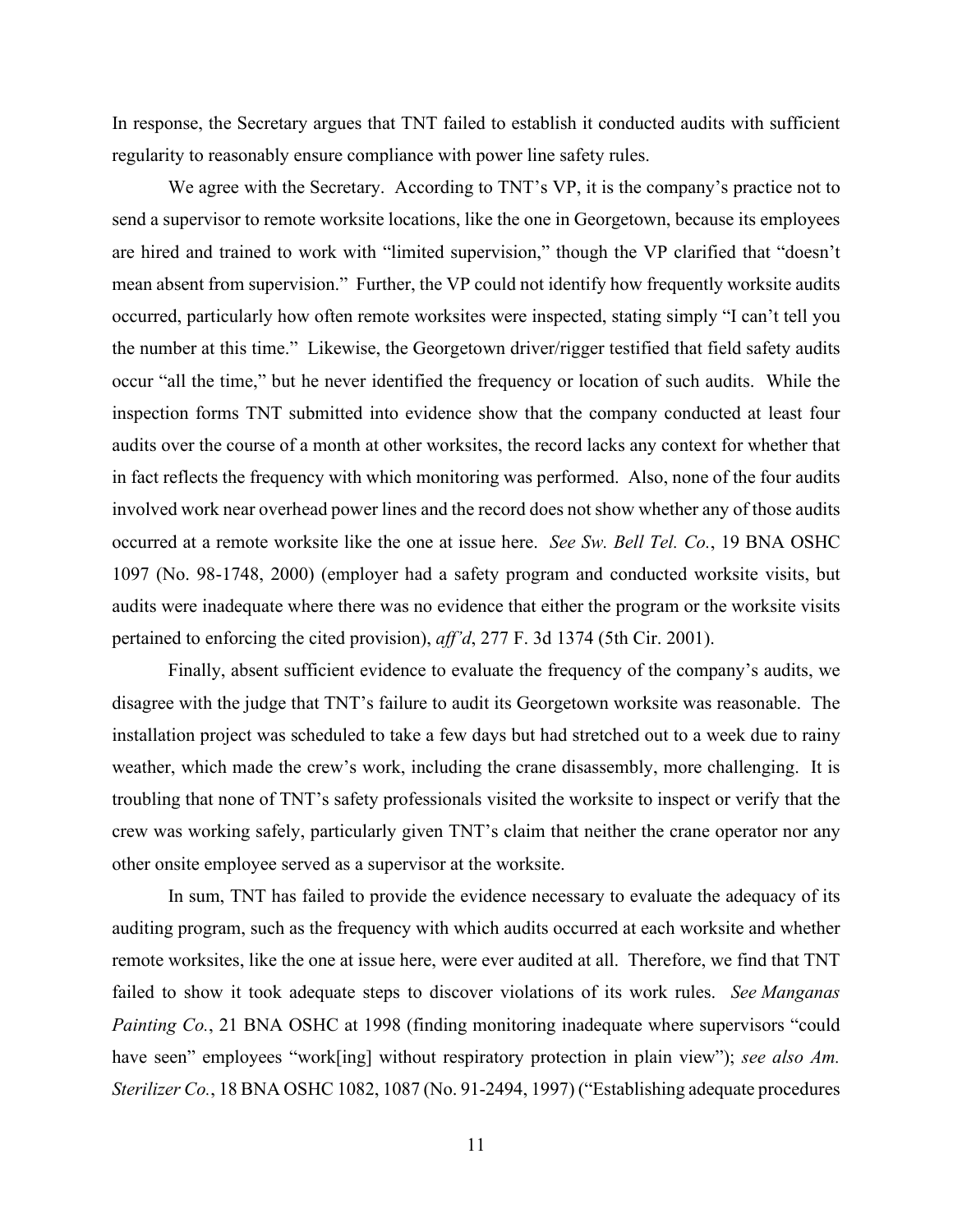In response, the Secretary argues that TNT failed to establish it conducted audits with sufficient regularity to reasonably ensure compliance with power line safety rules.

We agree with the Secretary. According to TNT's VP, it is the company's practice not to send a supervisor to remote worksite locations, like the one in Georgetown, because its employees are hired and trained to work with "limited supervision," though the VP clarified that "doesn't mean absent from supervision." Further, the VP could not identify how frequently worksite audits occurred, particularly how often remote worksites were inspected, stating simply "I can't tell you the number at this time." Likewise, the Georgetown driver/rigger testified that field safety audits occur "all the time," but he never identified the frequency or location of such audits. While the inspection forms TNT submitted into evidence show that the company conducted at least four audits over the course of a month at other worksites, the record lacks any context for whether that in fact reflects the frequency with which monitoring was performed. Also, none of the four audits involved work near overhead power lines and the record does not show whether any of those audits occurred at a remote worksite like the one at issue here. *See Sw. Bell Tel. Co.*, 19 BNA OSHC 1097 (No. 98-1748, 2000) (employer had a safety program and conducted worksite visits, but audits were inadequate where there was no evidence that either the program or the worksite visits pertained to enforcing the cited provision), *aff'd*, 277 F. 3d 1374 (5th Cir. 2001).

Finally, absent sufficient evidence to evaluate the frequency of the company's audits, we disagree with the judge that TNT's failure to audit its Georgetown worksite was reasonable. The installation project was scheduled to take a few days but had stretched out to a week due to rainy weather, which made the crew's work, including the crane disassembly, more challenging. It is troubling that none of TNT's safety professionals visited the worksite to inspect or verify that the crew was working safely, particularly given TNT's claim that neither the crane operator nor any other onsite employee served as a supervisor at the worksite.

In sum, TNT has failed to provide the evidence necessary to evaluate the adequacy of its auditing program, such as the frequency with which audits occurred at each worksite and whether remote worksites, like the one at issue here, were ever audited at all. Therefore, we find that TNT failed to show it took adequate steps to discover violations of its work rules. *See Manganas Painting Co.*, 21 BNA OSHC at 1998 (finding monitoring inadequate where supervisors "could have seen" employees "work[ing] without respiratory protection in plain view"); *see also Am. Sterilizer Co.*, 18 BNA OSHC 1082, 1087 (No. 91-2494, 1997) ("Establishing adequate procedures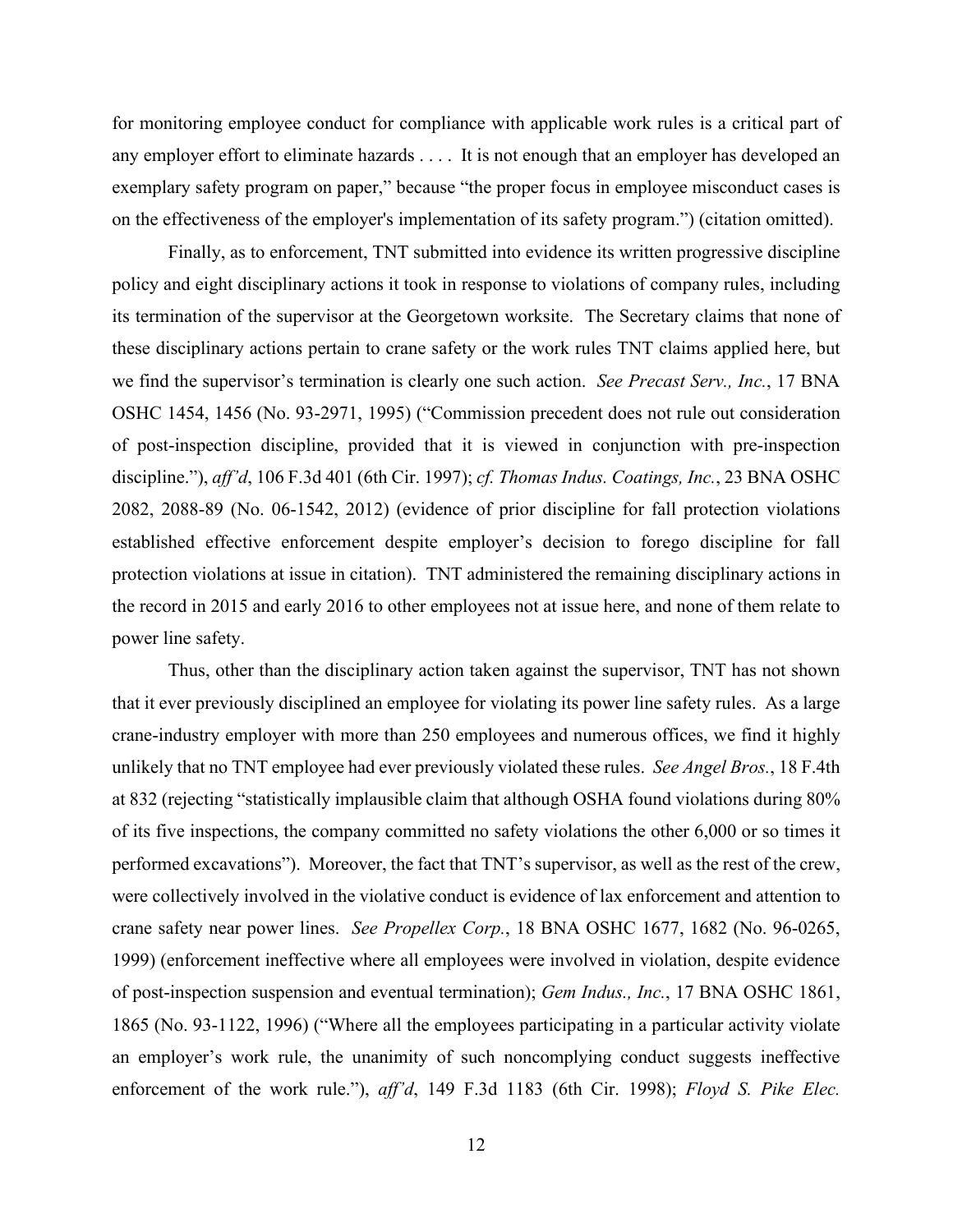for monitoring employee conduct for compliance with applicable work rules is a critical part of any employer effort to eliminate hazards . . . . It is not enough that an employer has developed an exemplary safety program on paper," because "the proper focus in employee misconduct cases is on the effectiveness of the employer's implementation of its safety program.") (citation omitted).

Finally, as to enforcement, TNT submitted into evidence its written progressive discipline policy and eight disciplinary actions it took in response to violations of company rules, including its termination of the supervisor at the Georgetown worksite. The Secretary claims that none of these disciplinary actions pertain to crane safety or the work rules TNT claims applied here, but we find the supervisor's termination is clearly one such action. *See Precast Serv., Inc.*, 17 BNA OSHC 1454, 1456 (No. 93-2971, 1995) ("Commission precedent does not rule out consideration of post-inspection discipline, provided that it is viewed in conjunction with pre-inspection discipline."), *aff'd*, 106 F.3d 401 (6th Cir. 1997); *cf. Thomas Indus. Coatings, Inc.*, 23 BNA OSHC 2082, 2088-89 (No. 06-1542, 2012) (evidence of prior discipline for fall protection violations established effective enforcement despite employer's decision to forego discipline for fall protection violations at issue in citation). TNT administered the remaining disciplinary actions in the record in 2015 and early 2016 to other employees not at issue here, and none of them relate to power line safety.

Thus, other than the disciplinary action taken against the supervisor, TNT has not shown that it ever previously disciplined an employee for violating its power line safety rules. As a large crane-industry employer with more than 250 employees and numerous offices, we find it highly unlikely that no TNT employee had ever previously violated these rules. *See Angel Bros.*, 18 F.4th at 832 (rejecting "statistically implausible claim that although OSHA found violations during 80% of its five inspections, the company committed no safety violations the other 6,000 or so times it performed excavations"). Moreover, the fact that TNT's supervisor, as well as the rest of the crew, were collectively involved in the violative conduct is evidence of lax enforcement and attention to crane safety near power lines. *See Propellex Corp.*, 18 BNA OSHC 1677, 1682 (No. 96-0265, 1999) (enforcement ineffective where all employees were involved in violation, despite evidence of post-inspection suspension and eventual termination); *Gem Indus., Inc.*, 17 BNA OSHC 1861, 1865 (No. 93-1122, 1996) ("Where all the employees participating in a particular activity violate an employer's work rule, the unanimity of such noncomplying conduct suggests ineffective enforcement of the work rule."), *aff'd*, 149 F.3d 1183 (6th Cir. 1998); *Floyd S. Pike Elec.*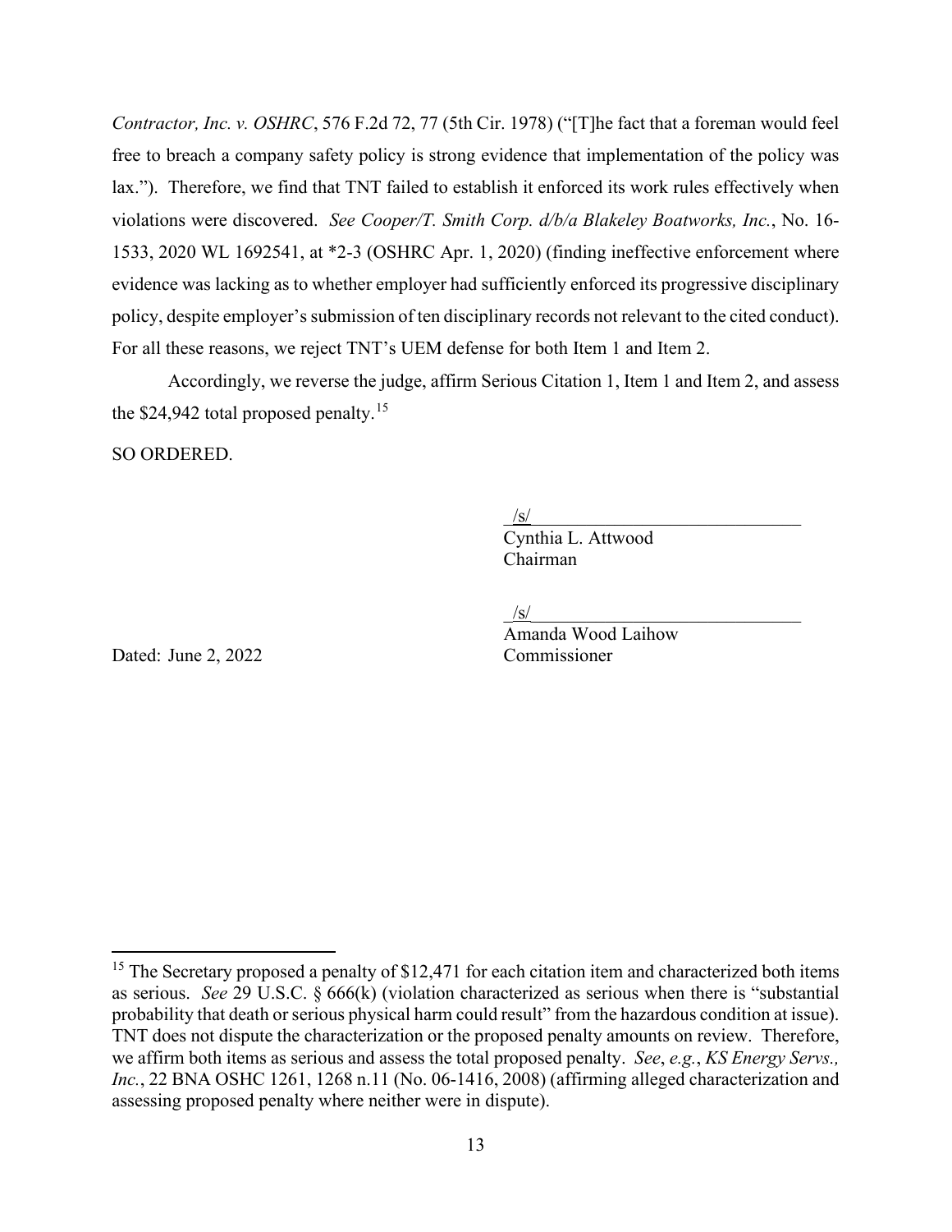*Contractor, Inc. v. OSHRC*, 576 F.2d 72, 77 (5th Cir. 1978) ("[T]he fact that a foreman would feel free to breach a company safety policy is strong evidence that implementation of the policy was lax."). Therefore, we find that TNT failed to establish it enforced its work rules effectively when violations were discovered. *See Cooper/T. Smith Corp. d/b/a Blakeley Boatworks, Inc.*, No. 16-1533, 2020 WL 1692541, at *2-3 (OSHRC Apr. 1, 2020) (finding ineffective enforcement where evidence was lacking as to whether employer had sufficiently enforced its progressive disciplinary policy, despite employer's submission of ten disciplinary records not relevant to the cited conduct). For all these reasons, we reject TNT's UEM defense for both Item 1 and Item 2.

Accordingly, we reverse the judge, affirm Serious Citation 1, Item 1 and Item 2, and assess the $24,942 total proposed penalty.[15]

SO ORDERED.

/s/
Cynthia L. Attwood
Chairman

/s/
Amanda Wood Laihow
Commissioner

Dated: June 2, 2022

---

[15] The Secretary proposed a penalty of $12,471 for each citation item and characterized both items as serious. *See* 29 U.S.C. § 666(k) (violation characterized as serious when there is "substantial probability that death or serious physical harm could result" from the hazardous condition at issue). TNT does not dispute the characterization or the proposed penalty amounts on review. Therefore, we affirm both items as serious and assess the total proposed penalty. *See*, *e.g.*, *KS Energy Servs., Inc.*, 22 BNA OSHC 1261, 1268 n.11 (No. 06-1416, 2008) (affirming alleged characterization and assessing proposed penalty where neither were in dispute).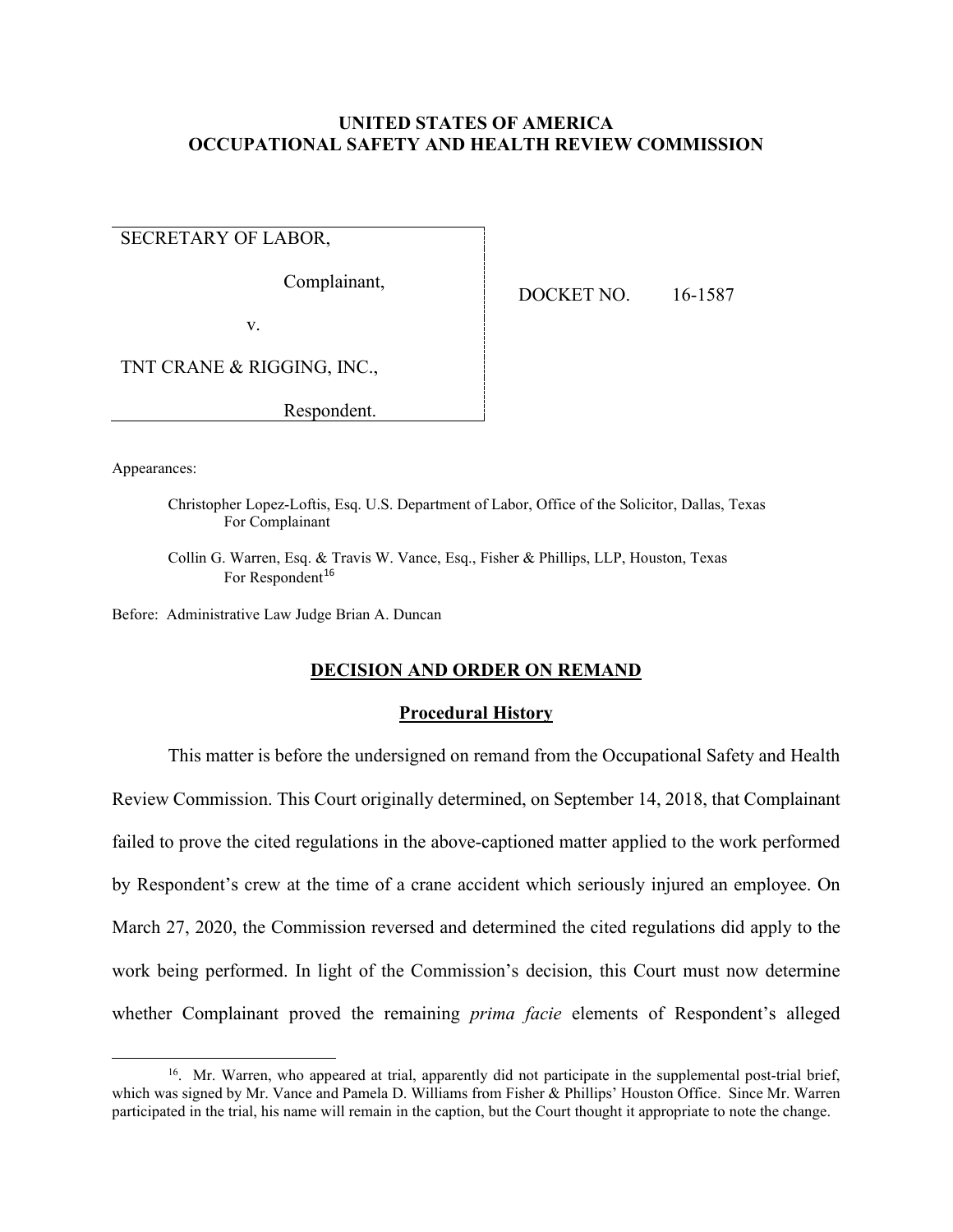# UNITED STATES OF AMERICA
# OCCUPATIONAL SAFETY AND HEALTH REVIEW COMMISSION

| | |
|---|---|
| SECRETARY OF LABOR,<br><br>Complainant,<br><br>v.<br><br>TNT CRANE & RIGGING, INC.,<br><br>Respondent. | DOCKET NO. 16-1587 |

Appearances:

Christopher Lopez-Loftis, Esq. U.S. Department of Labor, Office of the Solicitor, Dallas, Texas
For Complainant

Collin G. Warren, Esq. & Travis W. Vance, Esq., Fisher & Phillips, LLP, Houston, Texas
For Respondent[16]

Before: Administrative Law Judge Brian A. Duncan

## DECISION AND ORDER ON REMAND

### Procedural History

This matter is before the undersigned on remand from the Occupational Safety and Health Review Commission. This Court originally determined, on September 14, 2018, that Complainant failed to prove the cited regulations in the above-captioned matter applied to the work performed by Respondent's crew at the time of a crane accident which seriously injured an employee. On March 27, 2020, the Commission reversed and determined the cited regulations did apply to the work being performed. In light of the Commission's decision, this Court must now determine whether Complainant proved the remaining *prima facie* elements of Respondent's alleged

---

[16]. Mr. Warren, who appeared at trial, apparently did not participate in the supplemental post-trial brief, which was signed by Mr. Vance and Pamela D. Williams from Fisher & Phillips' Houston Office. Since Mr. Warren participated in the trial, his name will remain in the caption, but the Court thought it appropriate to note the change.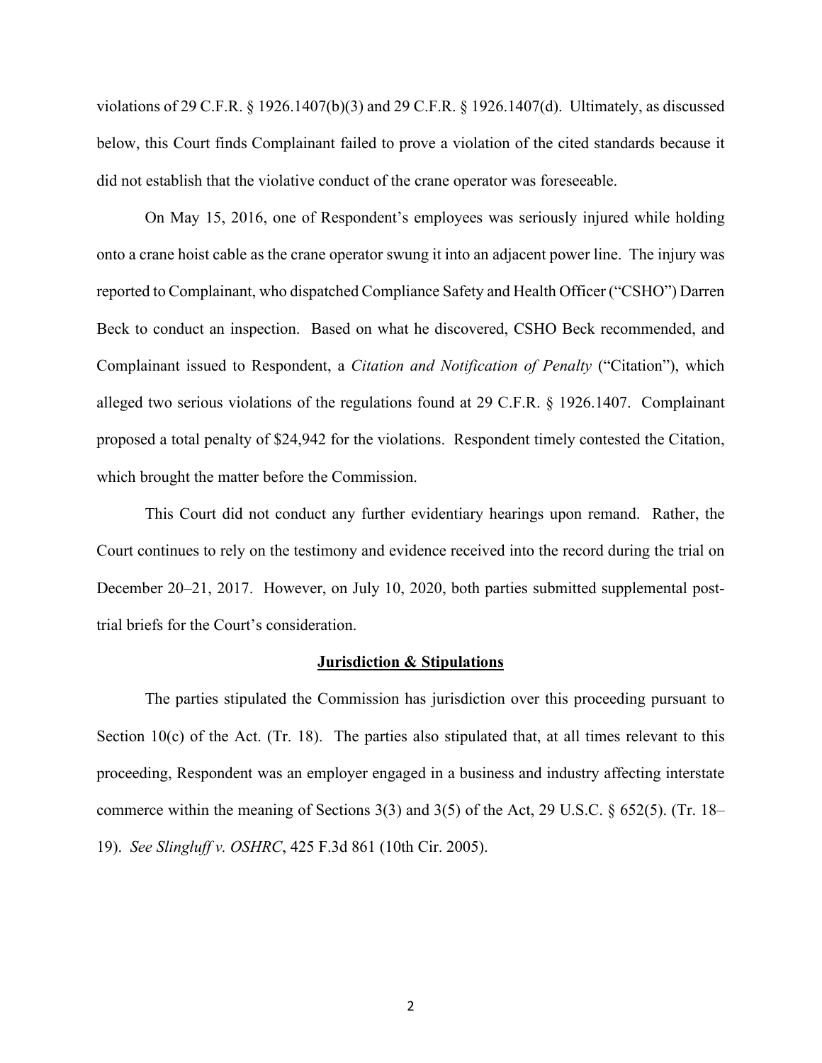violations of 29 C.F.R. § 1926.1407(b)(3) and 29 C.F.R. § 1926.1407(d). Ultimately, as discussed below, this Court finds Complainant failed to prove a violation of the cited standards because it did not establish that the violative conduct of the crane operator was foreseeable.

On May 15, 2016, one of Respondent's employees was seriously injured while holding onto a crane hoist cable as the crane operator swung it into an adjacent power line. The injury was reported to Complainant, who dispatched Compliance Safety and Health Officer ("CSHO") Darren Beck to conduct an inspection. Based on what he discovered, CSHO Beck recommended, and Complainant issued to Respondent, a *Citation and Notification of Penalty* ("Citation"), which alleged two serious violations of the regulations found at 29 C.F.R. § 1926.1407. Complainant proposed a total penalty of $24,942 for the violations. Respondent timely contested the Citation, which brought the matter before the Commission.

This Court did not conduct any further evidentiary hearings upon remand. Rather, the Court continues to rely on the testimony and evidence received into the record during the trial on December 20–21, 2017. However, on July 10, 2020, both parties submitted supplemental post-trial briefs for the Court's consideration.

## Jurisdiction & Stipulations

The parties stipulated the Commission has jurisdiction over this proceeding pursuant to Section 10(c) of the Act. (Tr. 18). The parties also stipulated that, at all times relevant to this proceeding, Respondent was an employer engaged in a business and industry affecting interstate commerce within the meaning of Sections 3(3) and 3(5) of the Act, 29 U.S.C. § 652(5). (Tr. 18–19). *See Slingluff v. OSHRC*, 425 F.3d 861 (10th Cir. 2005).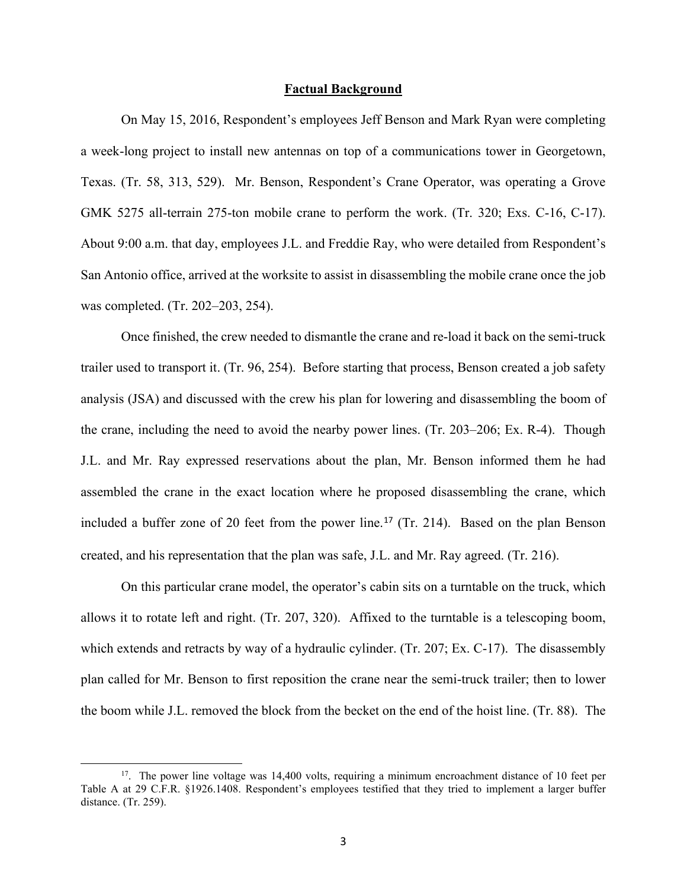## Factual Background

On May 15, 2016, Respondent's employees Jeff Benson and Mark Ryan were completing a week-long project to install new antennas on top of a communications tower in Georgetown, Texas. (Tr. 58, 313, 529). Mr. Benson, Respondent's Crane Operator, was operating a Grove GMK 5275 all-terrain 275-ton mobile crane to perform the work. (Tr. 320; Exs. C-16, C-17). About 9:00 a.m. that day, employees J.L. and Freddie Ray, who were detailed from Respondent's San Antonio office, arrived at the worksite to assist in disassembling the mobile crane once the job was completed. (Tr. 202–203, 254).

Once finished, the crew needed to dismantle the crane and re-load it back on the semi-truck trailer used to transport it. (Tr. 96, 254). Before starting that process, Benson created a job safety analysis (JSA) and discussed with the crew his plan for lowering and disassembling the boom of the crane, including the need to avoid the nearby power lines. (Tr. 203–206; Ex. R-4). Though J.L. and Mr. Ray expressed reservations about the plan, Mr. Benson informed them he had assembled the crane in the exact location where he proposed disassembling the crane, which included a buffer zone of 20 feet from the power line.[17] (Tr. 214). Based on the plan Benson created, and his representation that the plan was safe, J.L. and Mr. Ray agreed. (Tr. 216).

On this particular crane model, the operator's cabin sits on a turntable on the truck, which allows it to rotate left and right. (Tr. 207, 320). Affixed to the turntable is a telescoping boom, which extends and retracts by way of a hydraulic cylinder. (Tr. 207; Ex. C-17). The disassembly plan called for Mr. Benson to first reposition the crane near the semi-truck trailer; then to lower the boom while J.L. removed the block from the becket on the end of the hoist line. (Tr. 88). The

---

[17]. The power line voltage was 14,400 volts, requiring a minimum encroachment distance of 10 feet per Table A at 29 C.F.R. §1926.1408. Respondent's employees testified that they tried to implement a larger buffer distance. (Tr. 259).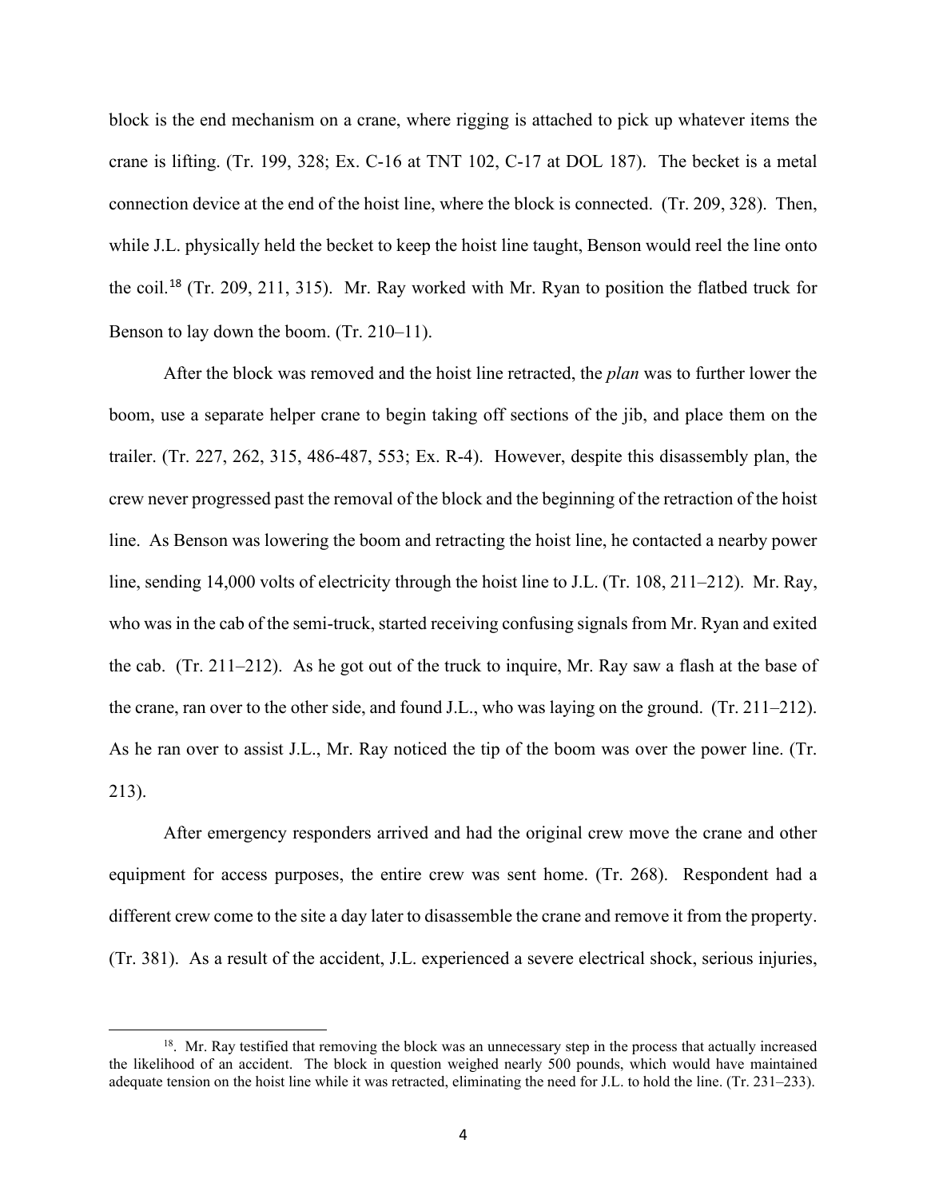block is the end mechanism on a crane, where rigging is attached to pick up whatever items the crane is lifting. (Tr. 199, 328; Ex. C-16 at TNT 102, C-17 at DOL 187). The becket is a metal connection device at the end of the hoist line, where the block is connected. (Tr. 209, 328). Then, while J.L. physically held the becket to keep the hoist line taught, Benson would reel the line onto the coil.[18] (Tr. 209, 211, 315). Mr. Ray worked with Mr. Ryan to position the flatbed truck for Benson to lay down the boom. (Tr. 210–11).

After the block was removed and the hoist line retracted, the *plan* was to further lower the boom, use a separate helper crane to begin taking off sections of the jib, and place them on the trailer. (Tr. 227, 262, 315, 486-487, 553; Ex. R-4). However, despite this disassembly plan, the crew never progressed past the removal of the block and the beginning of the retraction of the hoist line. As Benson was lowering the boom and retracting the hoist line, he contacted a nearby power line, sending 14,000 volts of electricity through the hoist line to J.L. (Tr. 108, 211–212). Mr. Ray, who was in the cab of the semi-truck, started receiving confusing signals from Mr. Ryan and exited the cab. (Tr. 211–212). As he got out of the truck to inquire, Mr. Ray saw a flash at the base of the crane, ran over to the other side, and found J.L., who was laying on the ground. (Tr. 211–212). As he ran over to assist J.L., Mr. Ray noticed the tip of the boom was over the power line. (Tr. 213).

After emergency responders arrived and had the original crew move the crane and other equipment for access purposes, the entire crew was sent home. (Tr. 268). Respondent had a different crew come to the site a day later to disassemble the crane and remove it from the property. (Tr. 381). As a result of the accident, J.L. experienced a severe electrical shock, serious injuries,

[18]. Mr. Ray testified that removing the block was an unnecessary step in the process that actually increased the likelihood of an accident. The block in question weighed nearly 500 pounds, which would have maintained adequate tension on the hoist line while it was retracted, eliminating the need for J.L. to hold the line. (Tr. 231–233).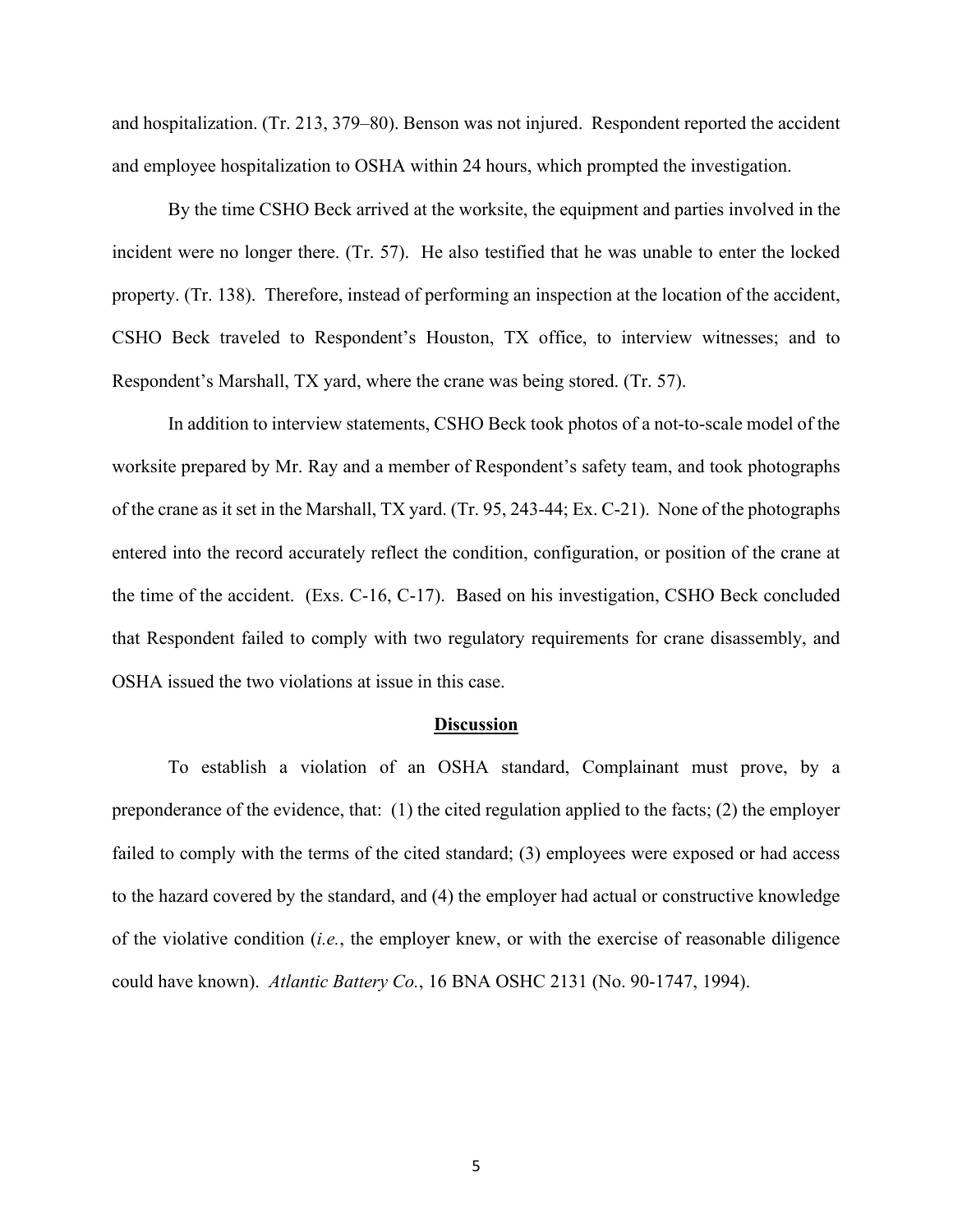and hospitalization. (Tr. 213, 379–80). Benson was not injured. Respondent reported the accident and employee hospitalization to OSHA within 24 hours, which prompted the investigation.

By the time CSHO Beck arrived at the worksite, the equipment and parties involved in the incident were no longer there. (Tr. 57). He also testified that he was unable to enter the locked property. (Tr. 138). Therefore, instead of performing an inspection at the location of the accident, CSHO Beck traveled to Respondent's Houston, TX office, to interview witnesses; and to Respondent's Marshall, TX yard, where the crane was being stored. (Tr. 57).

In addition to interview statements, CSHO Beck took photos of a not-to-scale model of the worksite prepared by Mr. Ray and a member of Respondent's safety team, and took photographs of the crane as it set in the Marshall, TX yard. (Tr. 95, 243-44; Ex. C-21). None of the photographs entered into the record accurately reflect the condition, configuration, or position of the crane at the time of the accident. (Exs. C-16, C-17). Based on his investigation, CSHO Beck concluded that Respondent failed to comply with two regulatory requirements for crane disassembly, and OSHA issued the two violations at issue in this case.

## Discussion

To establish a violation of an OSHA standard, Complainant must prove, by a preponderance of the evidence, that: (1) the cited regulation applied to the facts; (2) the employer failed to comply with the terms of the cited standard; (3) employees were exposed or had access to the hazard covered by the standard, and (4) the employer had actual or constructive knowledge of the violative condition (*i.e.*, the employer knew, or with the exercise of reasonable diligence could have known). *Atlantic Battery Co.*, 16 BNA OSHC 2131 (No. 90-1747, 1994).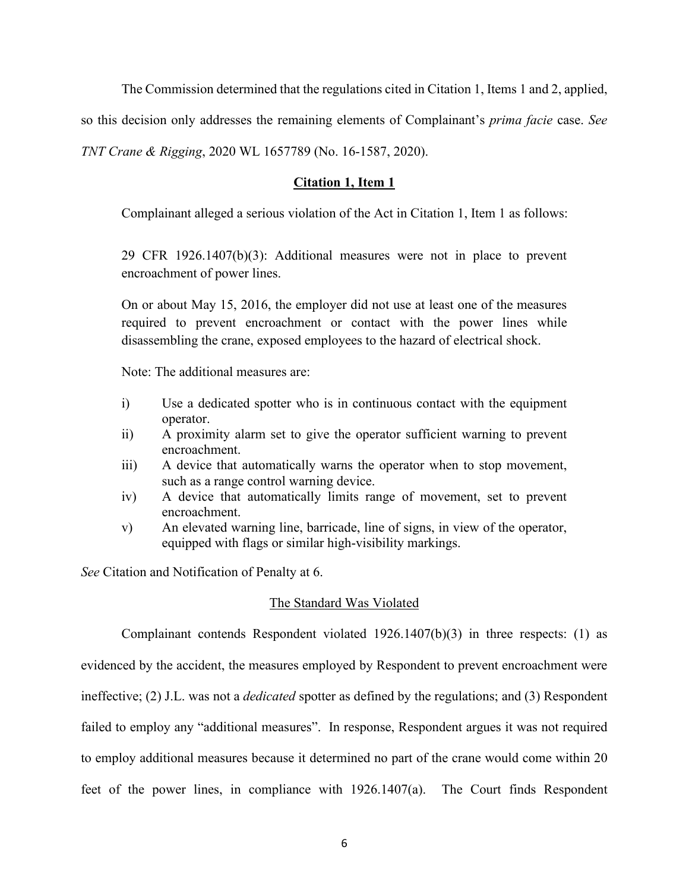The Commission determined that the regulations cited in Citation 1, Items 1 and 2, applied, so this decision only addresses the remaining elements of Complainant's *prima facie* case. *See TNT Crane & Rigging*, 2020 WL 1657789 (No. 16-1587, 2020).

## **Citation 1, Item 1**

Complainant alleged a serious violation of the Act in Citation 1, Item 1 as follows:

> 29 CFR 1926.1407(b)(3): Additional measures were not in place to prevent encroachment of power lines.
>
> On or about May 15, 2016, the employer did not use at least one of the measures required to prevent encroachment or contact with the power lines while disassembling the crane, exposed employees to the hazard of electrical shock.
>
> Note: The additional measures are:
>
> i) Use a dedicated spotter who is in continuous contact with the equipment operator.
>
> ii) A proximity alarm set to give the operator sufficient warning to prevent encroachment.
>
> iii) A device that automatically warns the operator when to stop movement, such as a range control warning device.
>
> iv) A device that automatically limits range of movement, set to prevent encroachment.
>
> v) An elevated warning line, barricade, line of signs, in view of the operator, equipped with flags or similar high-visibility markings.

*See* Citation and Notification of Penalty at 6.

### The Standard Was Violated

Complainant contends Respondent violated 1926.1407(b)(3) in three respects: (1) as evidenced by the accident, the measures employed by Respondent to prevent encroachment were ineffective; (2) J.L. was not a *dedicated* spotter as defined by the regulations; and (3) Respondent failed to employ any "additional measures". In response, Respondent argues it was not required to employ additional measures because it determined no part of the crane would come within 20 feet of the power lines, in compliance with 1926.1407(a). The Court finds Respondent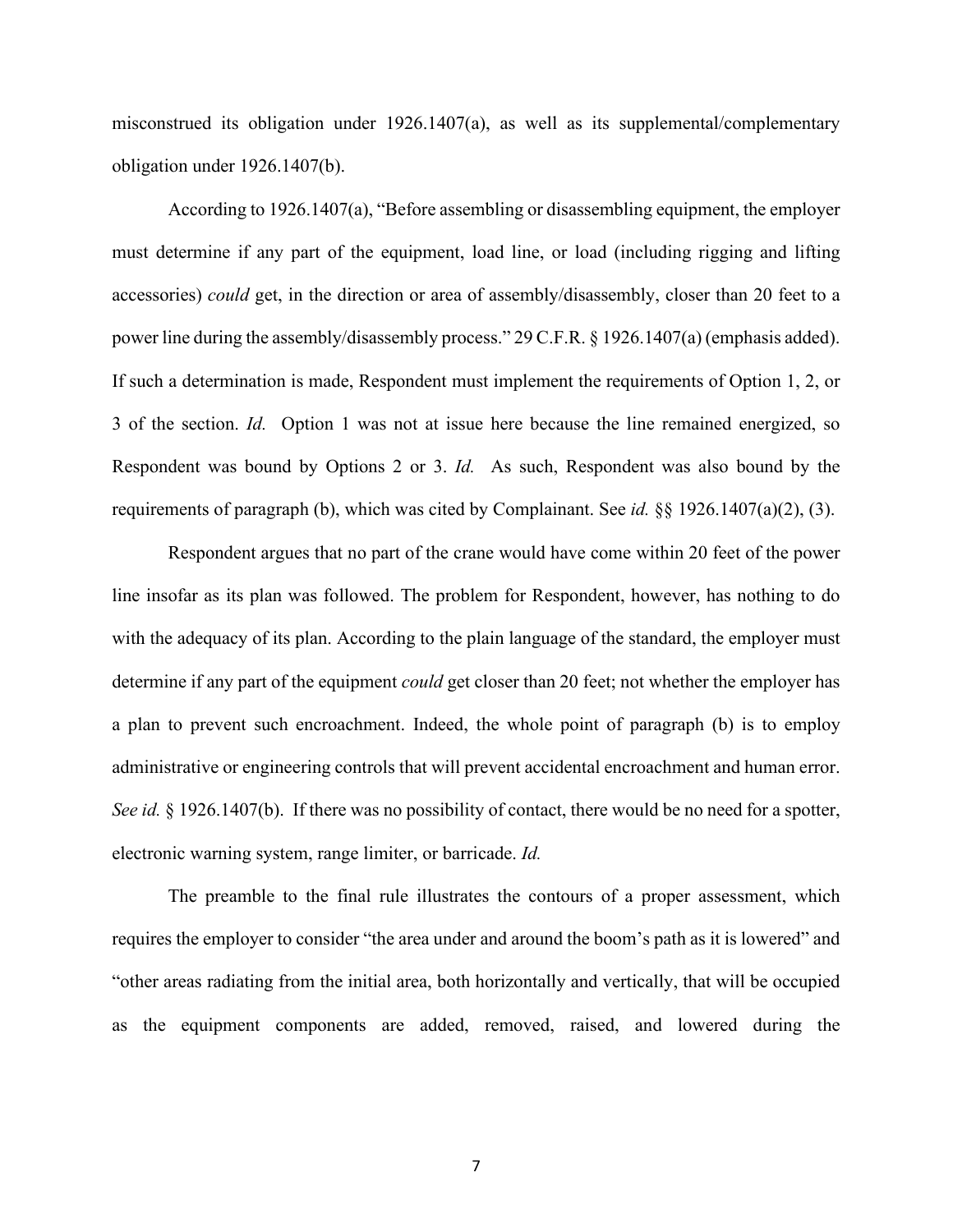misconstrued its obligation under 1926.1407(a), as well as its supplemental/complementary obligation under 1926.1407(b).

According to 1926.1407(a), "Before assembling or disassembling equipment, the employer must determine if any part of the equipment, load line, or load (including rigging and lifting accessories) *could* get, in the direction or area of assembly/disassembly, closer than 20 feet to a power line during the assembly/disassembly process." 29 C.F.R. § 1926.1407(a) (emphasis added). If such a determination is made, Respondent must implement the requirements of Option 1, 2, or 3 of the section. *Id.* Option 1 was not at issue here because the line remained energized, so Respondent was bound by Options 2 or 3. *Id.* As such, Respondent was also bound by the requirements of paragraph (b), which was cited by Complainant. See *id.* §§ 1926.1407(a)(2), (3).

Respondent argues that no part of the crane would have come within 20 feet of the power line insofar as its plan was followed. The problem for Respondent, however, has nothing to do with the adequacy of its plan. According to the plain language of the standard, the employer must determine if any part of the equipment *could* get closer than 20 feet; not whether the employer has a plan to prevent such encroachment. Indeed, the whole point of paragraph (b) is to employ administrative or engineering controls that will prevent accidental encroachment and human error. *See id.* § 1926.1407(b). If there was no possibility of contact, there would be no need for a spotter, electronic warning system, range limiter, or barricade. *Id.*

The preamble to the final rule illustrates the contours of a proper assessment, which requires the employer to consider "the area under and around the boom's path as it is lowered" and "other areas radiating from the initial area, both horizontally and vertically, that will be occupied as the equipment components are added, removed, raised, and lowered during the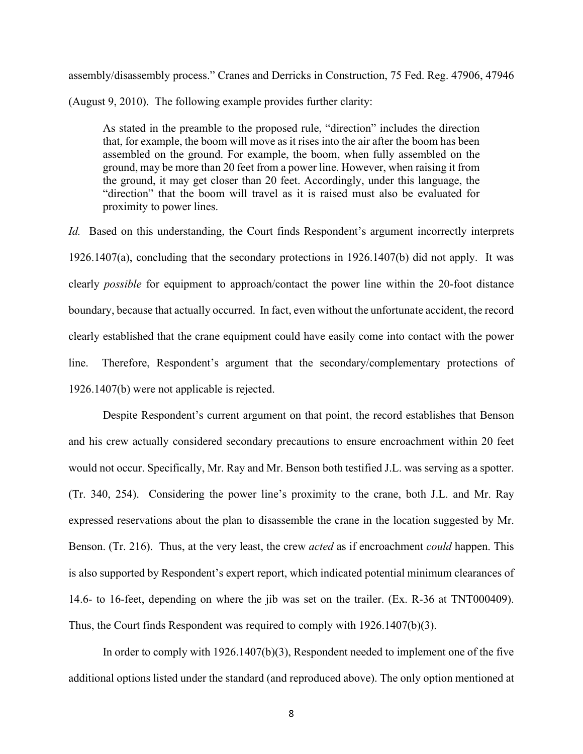assembly/disassembly process." Cranes and Derricks in Construction, 75 Fed. Reg. 47906, 47946 (August 9, 2010). The following example provides further clarity:

> As stated in the preamble to the proposed rule, "direction" includes the direction that, for example, the boom will move as it rises into the air after the boom has been assembled on the ground. For example, the boom, when fully assembled on the ground, may be more than 20 feet from a power line. However, when raising it from the ground, it may get closer than 20 feet. Accordingly, under this language, the "direction" that the boom will travel as it is raised must also be evaluated for proximity to power lines.

*Id.* Based on this understanding, the Court finds Respondent's argument incorrectly interprets 1926.1407(a), concluding that the secondary protections in 1926.1407(b) did not apply. It was clearly *possible* for equipment to approach/contact the power line within the 20-foot distance boundary, because that actually occurred. In fact, even without the unfortunate accident, the record clearly established that the crane equipment could have easily come into contact with the power line. Therefore, Respondent's argument that the secondary/complementary protections of 1926.1407(b) were not applicable is rejected.

Despite Respondent's current argument on that point, the record establishes that Benson and his crew actually considered secondary precautions to ensure encroachment within 20 feet would not occur. Specifically, Mr. Ray and Mr. Benson both testified J.L. was serving as a spotter. (Tr. 340, 254). Considering the power line's proximity to the crane, both J.L. and Mr. Ray expressed reservations about the plan to disassemble the crane in the location suggested by Mr. Benson. (Tr. 216). Thus, at the very least, the crew *acted* as if encroachment *could* happen. This is also supported by Respondent's expert report, which indicated potential minimum clearances of 14.6- to 16-feet, depending on where the jib was set on the trailer. (Ex. R-36 at TNT000409). Thus, the Court finds Respondent was required to comply with 1926.1407(b)(3).

In order to comply with 1926.1407(b)(3), Respondent needed to implement one of the five additional options listed under the standard (and reproduced above). The only option mentioned at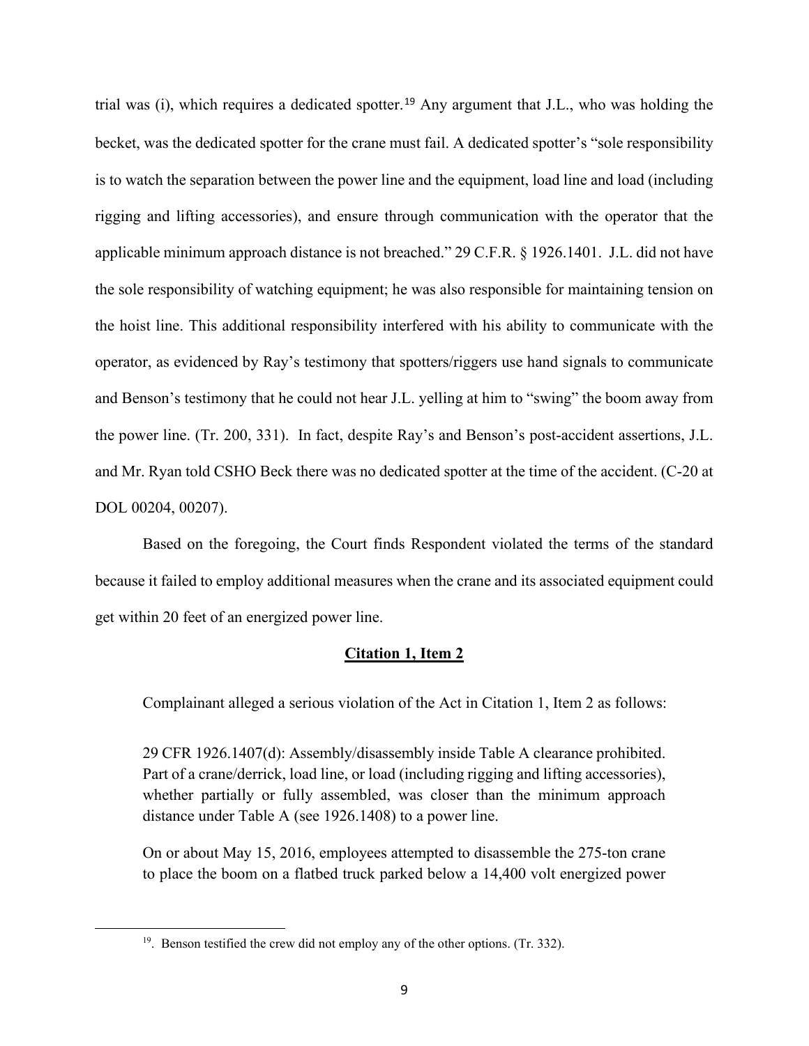trial was (i), which requires a dedicated spotter.[19] Any argument that J.L., who was holding the becket, was the dedicated spotter for the crane must fail. A dedicated spotter's "sole responsibility is to watch the separation between the power line and the equipment, load line and load (including rigging and lifting accessories), and ensure through communication with the operator that the applicable minimum approach distance is not breached." 29 C.F.R. § 1926.1401. J.L. did not have the sole responsibility of watching equipment; he was also responsible for maintaining tension on the hoist line. This additional responsibility interfered with his ability to communicate with the operator, as evidenced by Ray's testimony that spotters/riggers use hand signals to communicate and Benson's testimony that he could not hear J.L. yelling at him to "swing" the boom away from the power line. (Tr. 200, 331). In fact, despite Ray's and Benson's post-accident assertions, J.L. and Mr. Ryan told CSHO Beck there was no dedicated spotter at the time of the accident. (C-20 at DOL 00204, 00207).

Based on the foregoing, the Court finds Respondent violated the terms of the standard because it failed to employ additional measures when the crane and its associated equipment could get within 20 feet of an energized power line.

## Citation 1, Item 2

Complainant alleged a serious violation of the Act in Citation 1, Item 2 as follows:

> 29 CFR 1926.1407(d): Assembly/disassembly inside Table A clearance prohibited. Part of a crane/derrick, load line, or load (including rigging and lifting accessories), whether partially or fully assembled, was closer than the minimum approach distance under Table A (see 1926.1408) to a power line.
>
> On or about May 15, 2016, employees attempted to disassemble the 275-ton crane to place the boom on a flatbed truck parked below a 14,400 volt energized power

[19]. Benson testified the crew did not employ any of the other options. (Tr. 332).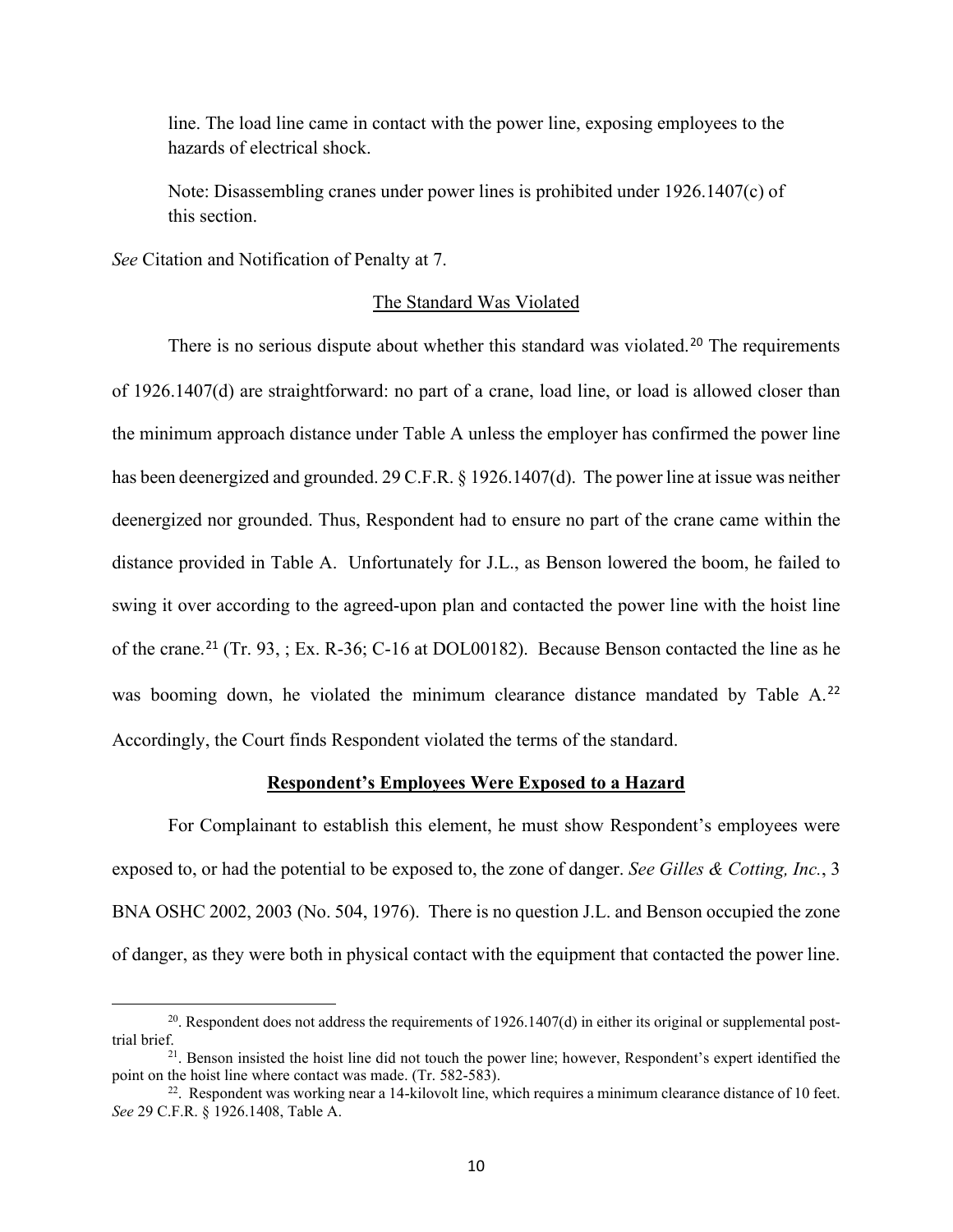line. The load line came in contact with the power line, exposing employees to the hazards of electrical shock.

Note: Disassembling cranes under power lines is prohibited under 1926.1407(c) of this section.

*See* Citation and Notification of Penalty at 7.

The Standard Was Violated

There is no serious dispute about whether this standard was violated.[20] The requirements of 1926.1407(d) are straightforward: no part of a crane, load line, or load is allowed closer than the minimum approach distance under Table A unless the employer has confirmed the power line has been deenergized and grounded. 29 C.F.R. § 1926.1407(d). The power line at issue was neither deenergized nor grounded. Thus, Respondent had to ensure no part of the crane came within the distance provided in Table A. Unfortunately for J.L., as Benson lowered the boom, he failed to swing it over according to the agreed-upon plan and contacted the power line with the hoist line of the crane.[21] (Tr. 93, ; Ex. R-36; C-16 at DOL00182). Because Benson contacted the line as he was booming down, he violated the minimum clearance distance mandated by Table A.[22] Accordingly, the Court finds Respondent violated the terms of the standard.

**Respondent's Employees Were Exposed to a Hazard**

For Complainant to establish this element, he must show Respondent's employees were exposed to, or had the potential to be exposed to, the zone of danger. *See Gilles & Cotting, Inc.*, 3 BNA OSHC 2002, 2003 (No. 504, 1976). There is no question J.L. and Benson occupied the zone of danger, as they were both in physical contact with the equipment that contacted the power line.

---

[20]. Respondent does not address the requirements of 1926.1407(d) in either its original or supplemental post-trial brief.

[21]. Benson insisted the hoist line did not touch the power line; however, Respondent's expert identified the point on the hoist line where contact was made. (Tr. 582-583).

[22]. Respondent was working near a 14-kilovolt line, which requires a minimum clearance distance of 10 feet. *See* 29 C.F.R. § 1926.1408, Table A.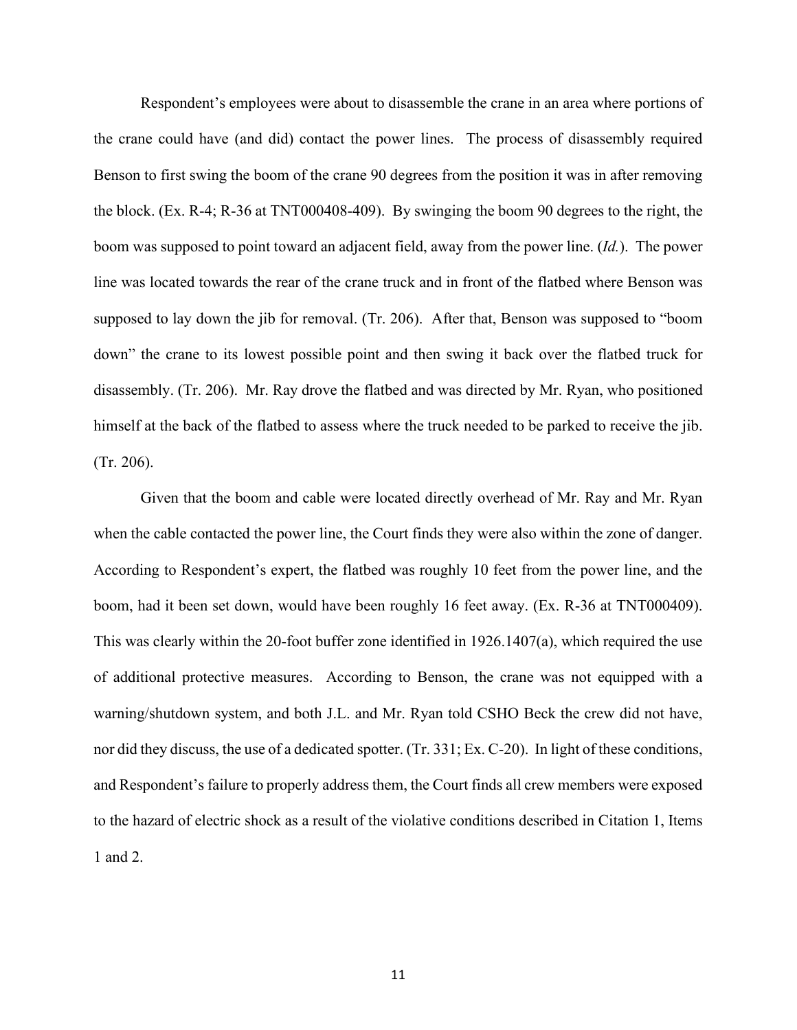Respondent's employees were about to disassemble the crane in an area where portions of the crane could have (and did) contact the power lines. The process of disassembly required Benson to first swing the boom of the crane 90 degrees from the position it was in after removing the block. (Ex. R-4; R-36 at TNT000408-409). By swinging the boom 90 degrees to the right, the boom was supposed to point toward an adjacent field, away from the power line. (*Id.*). The power line was located towards the rear of the crane truck and in front of the flatbed where Benson was supposed to lay down the jib for removal. (Tr. 206). After that, Benson was supposed to "boom down" the crane to its lowest possible point and then swing it back over the flatbed truck for disassembly. (Tr. 206). Mr. Ray drove the flatbed and was directed by Mr. Ryan, who positioned himself at the back of the flatbed to assess where the truck needed to be parked to receive the jib. (Tr. 206).

Given that the boom and cable were located directly overhead of Mr. Ray and Mr. Ryan when the cable contacted the power line, the Court finds they were also within the zone of danger. According to Respondent's expert, the flatbed was roughly 10 feet from the power line, and the boom, had it been set down, would have been roughly 16 feet away. (Ex. R-36 at TNT000409). This was clearly within the 20-foot buffer zone identified in 1926.1407(a), which required the use of additional protective measures. According to Benson, the crane was not equipped with a warning/shutdown system, and both J.L. and Mr. Ryan told CSHO Beck the crew did not have, nor did they discuss, the use of a dedicated spotter. (Tr. 331; Ex. C-20). In light of these conditions, and Respondent's failure to properly address them, the Court finds all crew members were exposed to the hazard of electric shock as a result of the violative conditions described in Citation 1, Items 1 and 2.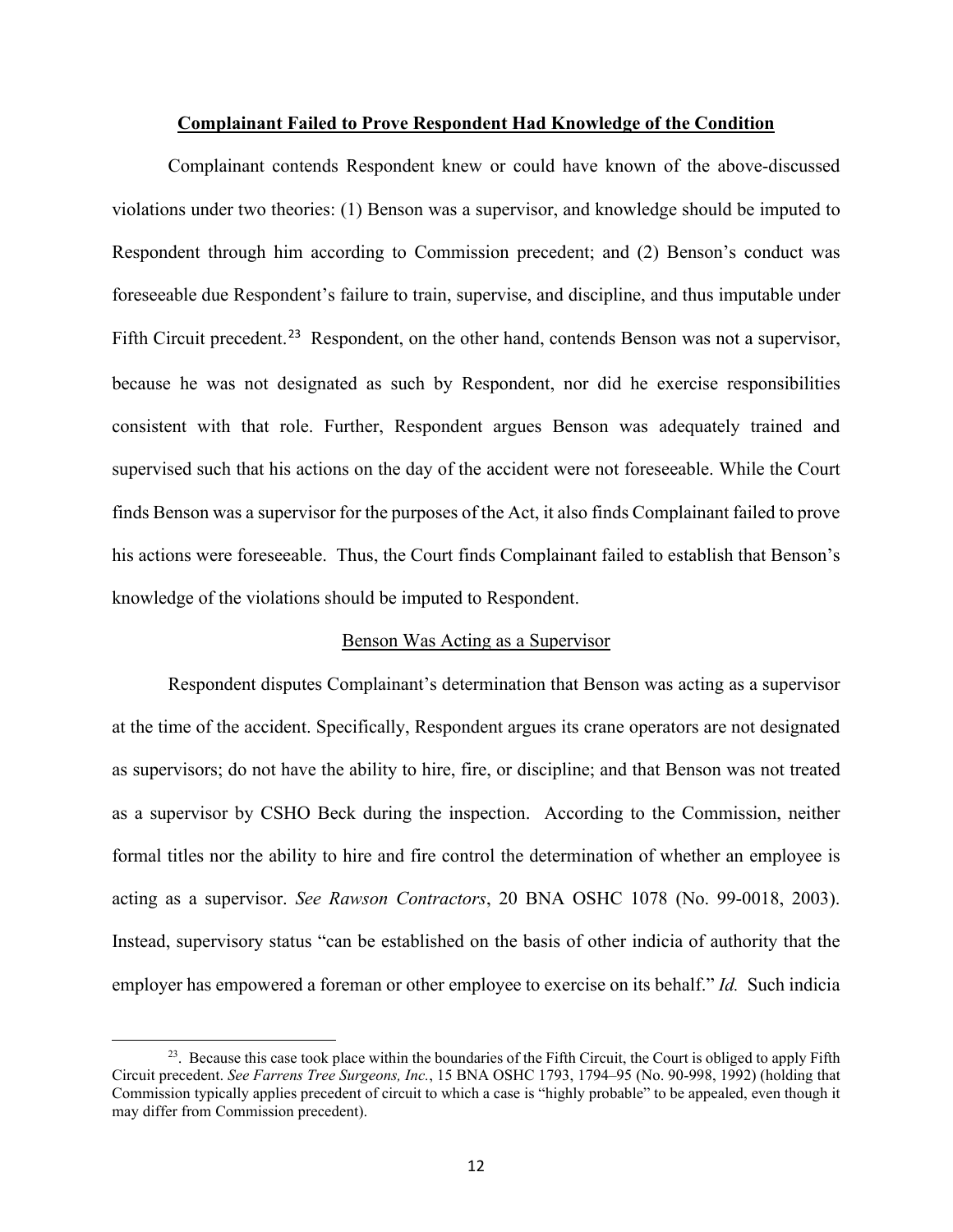**Complainant Failed to Prove Respondent Had Knowledge of the Condition**

Complainant contends Respondent knew or could have known of the above-discussed violations under two theories: (1) Benson was a supervisor, and knowledge should be imputed to Respondent through him according to Commission precedent; and (2) Benson's conduct was foreseeable due Respondent's failure to train, supervise, and discipline, and thus imputable under Fifth Circuit precedent.[23] Respondent, on the other hand, contends Benson was not a supervisor, because he was not designated as such by Respondent, nor did he exercise responsibilities consistent with that role. Further, Respondent argues Benson was adequately trained and supervised such that his actions on the day of the accident were not foreseeable. While the Court finds Benson was a supervisor for the purposes of the Act, it also finds Complainant failed to prove his actions were foreseeable. Thus, the Court finds Complainant failed to establish that Benson's knowledge of the violations should be imputed to Respondent.

Benson Was Acting as a Supervisor

Respondent disputes Complainant's determination that Benson was acting as a supervisor at the time of the accident. Specifically, Respondent argues its crane operators are not designated as supervisors; do not have the ability to hire, fire, or discipline; and that Benson was not treated as a supervisor by CSHO Beck during the inspection. According to the Commission, neither formal titles nor the ability to hire and fire control the determination of whether an employee is acting as a supervisor. *See Rawson Contractors*, 20 BNA OSHC 1078 (No. 99-0018, 2003). Instead, supervisory status "can be established on the basis of other indicia of authority that the employer has empowered a foreman or other employee to exercise on its behalf." *Id.* Such indicia

---

[23]. Because this case took place within the boundaries of the Fifth Circuit, the Court is obliged to apply Fifth Circuit precedent. *See Farrens Tree Surgeons, Inc.*, 15 BNA OSHC 1793, 1794–95 (No. 90-998, 1992) (holding that Commission typically applies precedent of circuit to which a case is "highly probable" to be appealed, even though it may differ from Commission precedent).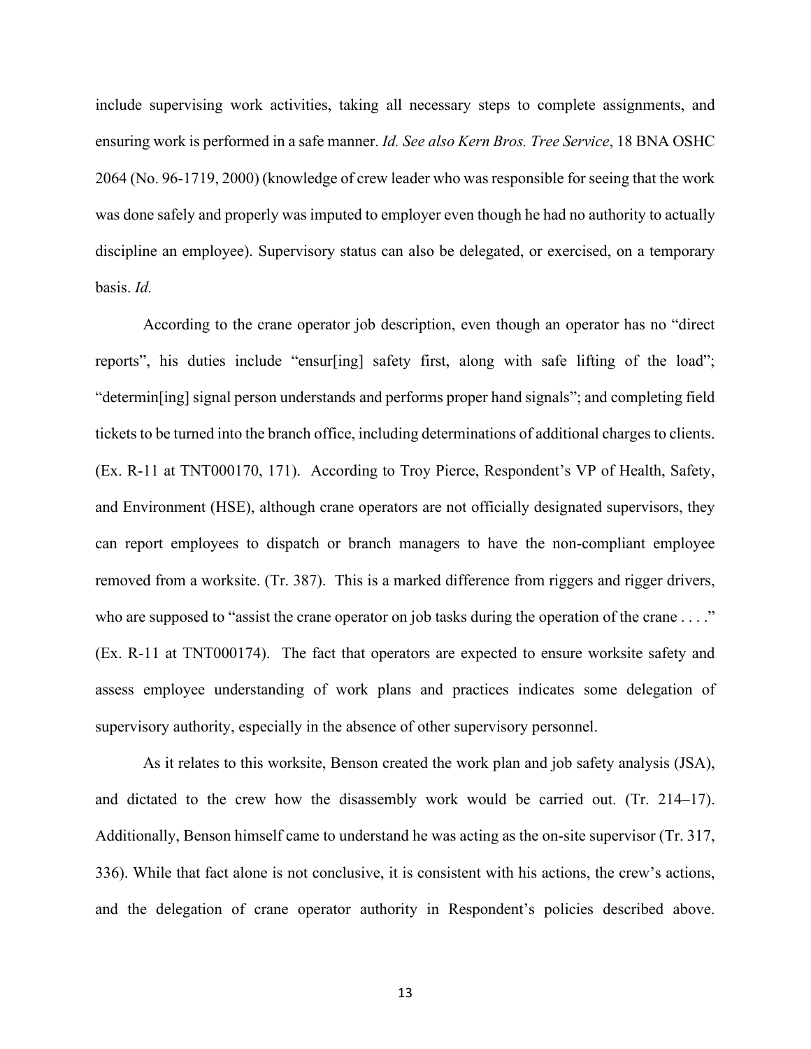include supervising work activities, taking all necessary steps to complete assignments, and ensuring work is performed in a safe manner. *Id. See also Kern Bros. Tree Service*, 18 BNA OSHC 2064 (No. 96-1719, 2000) (knowledge of crew leader who was responsible for seeing that the work was done safely and properly was imputed to employer even though he had no authority to actually discipline an employee). Supervisory status can also be delegated, or exercised, on a temporary basis. *Id.*

According to the crane operator job description, even though an operator has no "direct reports", his duties include "ensur[ing] safety first, along with safe lifting of the load"; "determin[ing] signal person understands and performs proper hand signals"; and completing field tickets to be turned into the branch office, including determinations of additional charges to clients. (Ex. R-11 at TNT000170, 171). According to Troy Pierce, Respondent's VP of Health, Safety, and Environment (HSE), although crane operators are not officially designated supervisors, they can report employees to dispatch or branch managers to have the non-compliant employee removed from a worksite. (Tr. 387). This is a marked difference from riggers and rigger drivers, who are supposed to "assist the crane operator on job tasks during the operation of the crane . . . ." (Ex. R-11 at TNT000174). The fact that operators are expected to ensure worksite safety and assess employee understanding of work plans and practices indicates some delegation of supervisory authority, especially in the absence of other supervisory personnel.

As it relates to this worksite, Benson created the work plan and job safety analysis (JSA), and dictated to the crew how the disassembly work would be carried out. (Tr. 214–17). Additionally, Benson himself came to understand he was acting as the on-site supervisor (Tr. 317, 336). While that fact alone is not conclusive, it is consistent with his actions, the crew's actions, and the delegation of crane operator authority in Respondent's policies described above.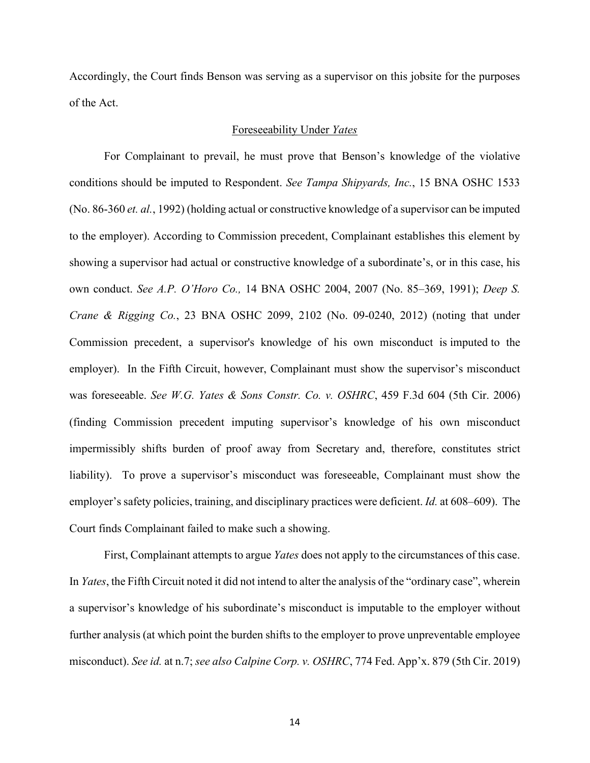Accordingly, the Court finds Benson was serving as a supervisor on this jobsite for the purposes of the Act.

## Foreseeability Under *Yates*

For Complainant to prevail, he must prove that Benson's knowledge of the violative conditions should be imputed to Respondent. *See Tampa Shipyards, Inc.*, 15 BNA OSHC 1533 (No. 86-360 *et. al.*, 1992) (holding actual or constructive knowledge of a supervisor can be imputed to the employer). According to Commission precedent, Complainant establishes this element by showing a supervisor had actual or constructive knowledge of a subordinate's, or in this case, his own conduct. *See A.P. O'Horo Co.,* 14 BNA OSHC 2004, 2007 (No. 85–369, 1991); *Deep S. Crane & Rigging Co.*, 23 BNA OSHC 2099, 2102 (No. 09-0240, 2012) (noting that under Commission precedent, a supervisor's knowledge of his own misconduct is imputed to the employer). In the Fifth Circuit, however, Complainant must show the supervisor's misconduct was foreseeable. *See W.G. Yates & Sons Constr. Co. v. OSHRC*, 459 F.3d 604 (5th Cir. 2006) (finding Commission precedent imputing supervisor's knowledge of his own misconduct impermissibly shifts burden of proof away from Secretary and, therefore, constitutes strict liability). To prove a supervisor's misconduct was foreseeable, Complainant must show the employer's safety policies, training, and disciplinary practices were deficient. *Id.* at 608–609). The Court finds Complainant failed to make such a showing.

First, Complainant attempts to argue *Yates* does not apply to the circumstances of this case. In *Yates*, the Fifth Circuit noted it did not intend to alter the analysis of the "ordinary case", wherein a supervisor's knowledge of his subordinate's misconduct is imputable to the employer without further analysis (at which point the burden shifts to the employer to prove unpreventable employee misconduct). *See id.* at n.7; *see also Calpine Corp. v. OSHRC*, 774 Fed. App'x. 879 (5th Cir. 2019)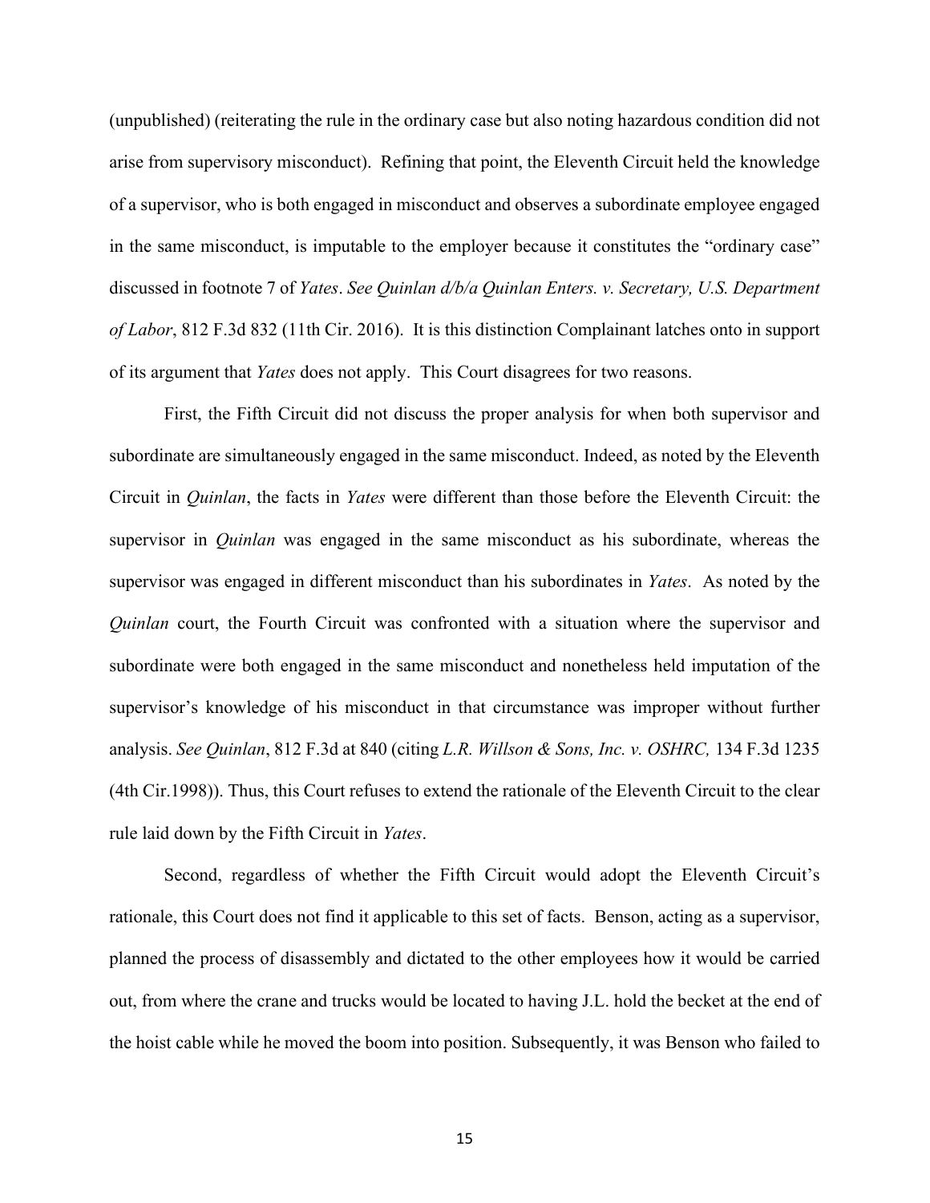(unpublished) (reiterating the rule in the ordinary case but also noting hazardous condition did not arise from supervisory misconduct). Refining that point, the Eleventh Circuit held the knowledge of a supervisor, who is both engaged in misconduct and observes a subordinate employee engaged in the same misconduct, is imputable to the employer because it constitutes the "ordinary case" discussed in footnote 7 of *Yates*. *See Quinlan d/b/a Quinlan Enters. v. Secretary, U.S. Department of Labor*, 812 F.3d 832 (11th Cir. 2016). It is this distinction Complainant latches onto in support of its argument that *Yates* does not apply. This Court disagrees for two reasons.

First, the Fifth Circuit did not discuss the proper analysis for when both supervisor and subordinate are simultaneously engaged in the same misconduct. Indeed, as noted by the Eleventh Circuit in *Quinlan*, the facts in *Yates* were different than those before the Eleventh Circuit: the supervisor in *Quinlan* was engaged in the same misconduct as his subordinate, whereas the supervisor was engaged in different misconduct than his subordinates in *Yates*. As noted by the *Quinlan* court, the Fourth Circuit was confronted with a situation where the supervisor and subordinate were both engaged in the same misconduct and nonetheless held imputation of the supervisor's knowledge of his misconduct in that circumstance was improper without further analysis. *See Quinlan*, 812 F.3d at 840 (citing *L.R. Willson & Sons, Inc. v. OSHRC,* 134 F.3d 1235 (4th Cir.1998)). Thus, this Court refuses to extend the rationale of the Eleventh Circuit to the clear rule laid down by the Fifth Circuit in *Yates*.

Second, regardless of whether the Fifth Circuit would adopt the Eleventh Circuit's rationale, this Court does not find it applicable to this set of facts. Benson, acting as a supervisor, planned the process of disassembly and dictated to the other employees how it would be carried out, from where the crane and trucks would be located to having J.L. hold the becket at the end of the hoist cable while he moved the boom into position. Subsequently, it was Benson who failed to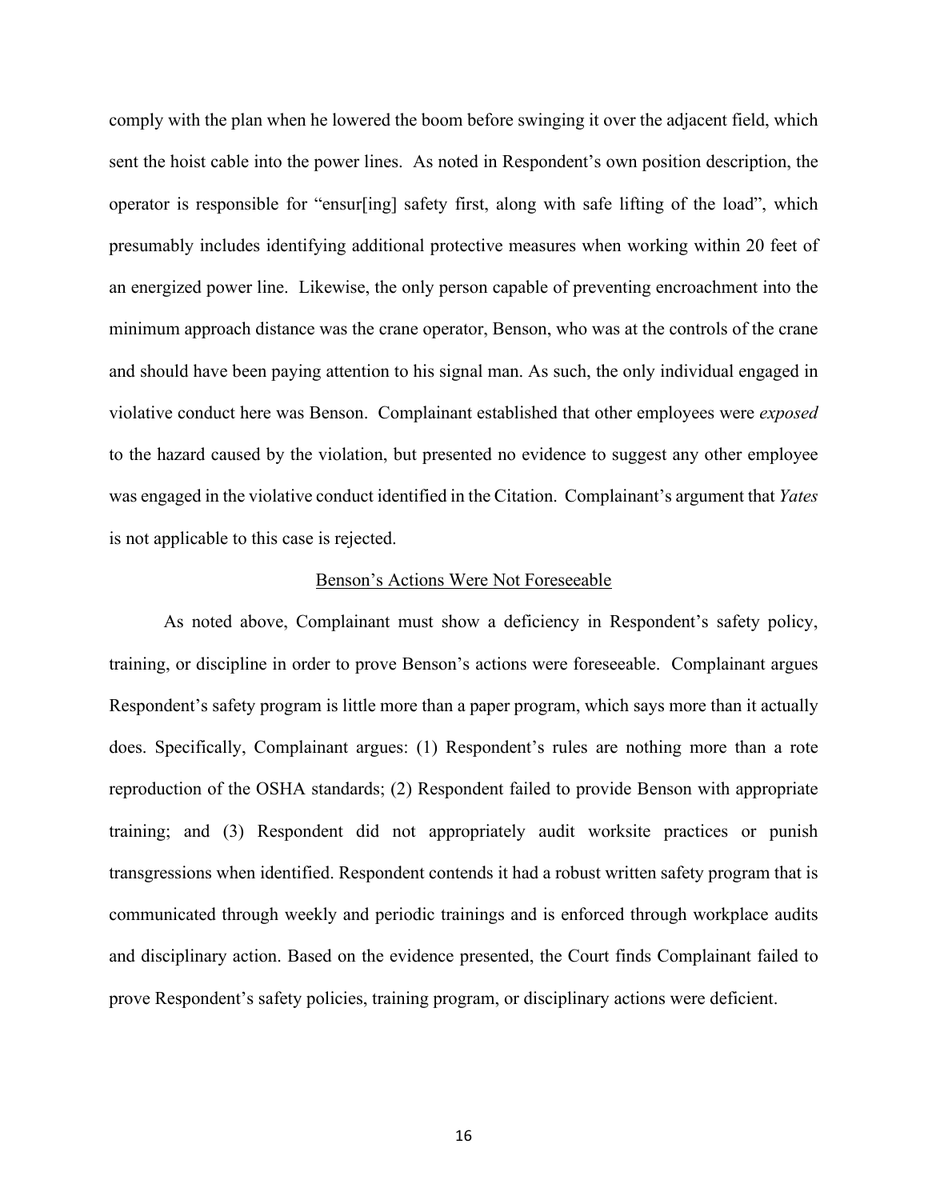comply with the plan when he lowered the boom before swinging it over the adjacent field, which sent the hoist cable into the power lines. As noted in Respondent's own position description, the operator is responsible for "ensur[ing] safety first, along with safe lifting of the load", which presumably includes identifying additional protective measures when working within 20 feet of an energized power line. Likewise, the only person capable of preventing encroachment into the minimum approach distance was the crane operator, Benson, who was at the controls of the crane and should have been paying attention to his signal man. As such, the only individual engaged in violative conduct here was Benson. Complainant established that other employees were *exposed* to the hazard caused by the violation, but presented no evidence to suggest any other employee was engaged in the violative conduct identified in the Citation. Complainant's argument that *Yates* is not applicable to this case is rejected.

## Benson's Actions Were Not Foreseeable

As noted above, Complainant must show a deficiency in Respondent's safety policy, training, or discipline in order to prove Benson's actions were foreseeable. Complainant argues Respondent's safety program is little more than a paper program, which says more than it actually does. Specifically, Complainant argues: (1) Respondent's rules are nothing more than a rote reproduction of the OSHA standards; (2) Respondent failed to provide Benson with appropriate training; and (3) Respondent did not appropriately audit worksite practices or punish transgressions when identified. Respondent contends it had a robust written safety program that is communicated through weekly and periodic trainings and is enforced through workplace audits and disciplinary action. Based on the evidence presented, the Court finds Complainant failed to prove Respondent's safety policies, training program, or disciplinary actions were deficient.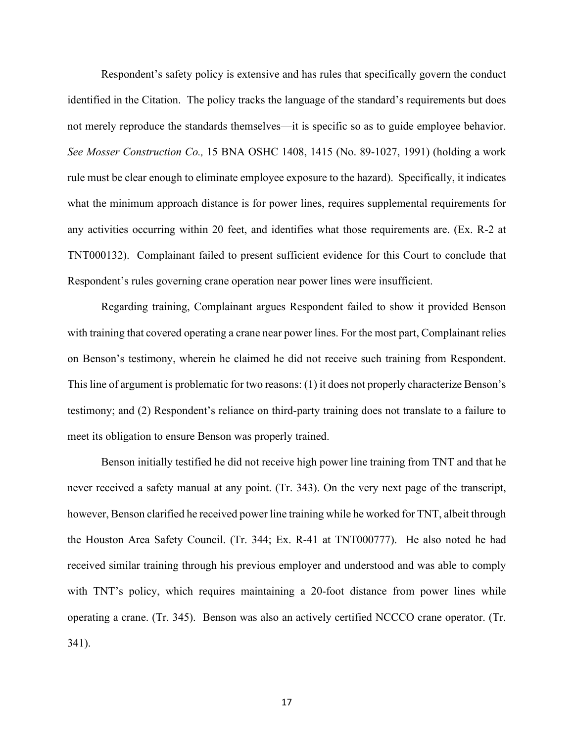Respondent's safety policy is extensive and has rules that specifically govern the conduct identified in the Citation. The policy tracks the language of the standard's requirements but does not merely reproduce the standards themselves—it is specific so as to guide employee behavior. *See Mosser Construction Co.,* 15 BNA OSHC 1408, 1415 (No. 89-1027, 1991) (holding a work rule must be clear enough to eliminate employee exposure to the hazard). Specifically, it indicates what the minimum approach distance is for power lines, requires supplemental requirements for any activities occurring within 20 feet, and identifies what those requirements are. (Ex. R-2 at TNT000132). Complainant failed to present sufficient evidence for this Court to conclude that Respondent's rules governing crane operation near power lines were insufficient.

Regarding training, Complainant argues Respondent failed to show it provided Benson with training that covered operating a crane near power lines. For the most part, Complainant relies on Benson's testimony, wherein he claimed he did not receive such training from Respondent. This line of argument is problematic for two reasons: (1) it does not properly characterize Benson's testimony; and (2) Respondent's reliance on third-party training does not translate to a failure to meet its obligation to ensure Benson was properly trained.

Benson initially testified he did not receive high power line training from TNT and that he never received a safety manual at any point. (Tr. 343). On the very next page of the transcript, however, Benson clarified he received power line training while he worked for TNT, albeit through the Houston Area Safety Council. (Tr. 344; Ex. R-41 at TNT000777). He also noted he had received similar training through his previous employer and understood and was able to comply with TNT's policy, which requires maintaining a 20-foot distance from power lines while operating a crane. (Tr. 345). Benson was also an actively certified NCCCO crane operator. (Tr. 341).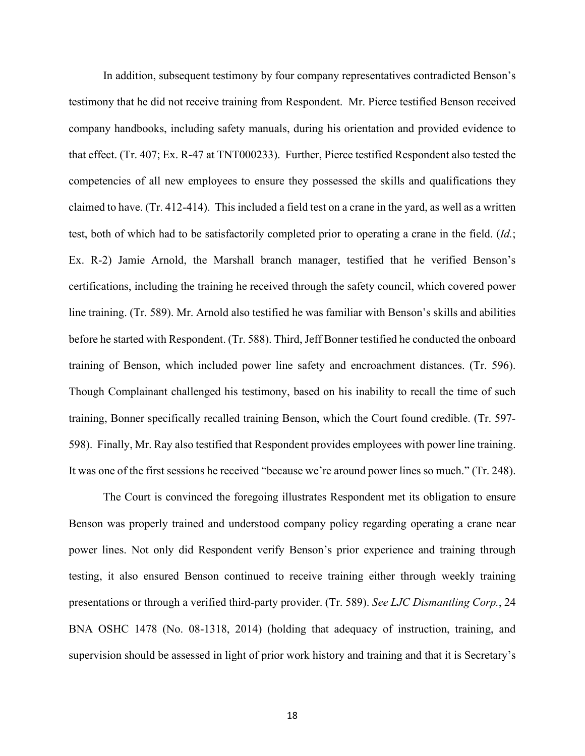In addition, subsequent testimony by four company representatives contradicted Benson's testimony that he did not receive training from Respondent. Mr. Pierce testified Benson received company handbooks, including safety manuals, during his orientation and provided evidence to that effect. (Tr. 407; Ex. R-47 at TNT000233). Further, Pierce testified Respondent also tested the competencies of all new employees to ensure they possessed the skills and qualifications they claimed to have. (Tr. 412-414). This included a field test on a crane in the yard, as well as a written test, both of which had to be satisfactorily completed prior to operating a crane in the field. (*Id.*; Ex. R-2) Jamie Arnold, the Marshall branch manager, testified that he verified Benson's certifications, including the training he received through the safety council, which covered power line training. (Tr. 589). Mr. Arnold also testified he was familiar with Benson's skills and abilities before he started with Respondent. (Tr. 588). Third, Jeff Bonner testified he conducted the onboard training of Benson, which included power line safety and encroachment distances. (Tr. 596). Though Complainant challenged his testimony, based on his inability to recall the time of such training, Bonner specifically recalled training Benson, which the Court found credible. (Tr. 597-598). Finally, Mr. Ray also testified that Respondent provides employees with power line training. It was one of the first sessions he received "because we're around power lines so much." (Tr. 248).

The Court is convinced the foregoing illustrates Respondent met its obligation to ensure Benson was properly trained and understood company policy regarding operating a crane near power lines. Not only did Respondent verify Benson's prior experience and training through testing, it also ensured Benson continued to receive training either through weekly training presentations or through a verified third-party provider. (Tr. 589). *See LJC Dismantling Corp.*, 24 BNA OSHC 1478 (No. 08-1318, 2014) (holding that adequacy of instruction, training, and supervision should be assessed in light of prior work history and training and that it is Secretary's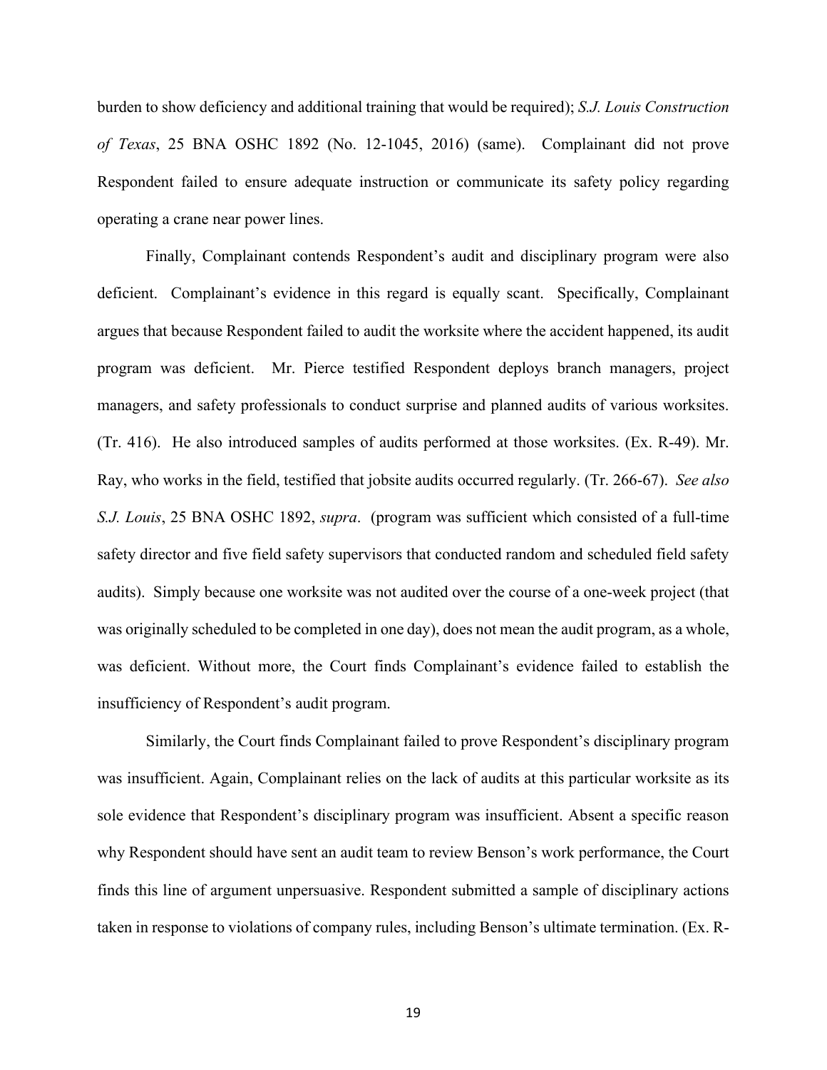burden to show deficiency and additional training that would be required); *S.J. Louis Construction of Texas*, 25 BNA OSHC 1892 (No. 12-1045, 2016) (same). Complainant did not prove Respondent failed to ensure adequate instruction or communicate its safety policy regarding operating a crane near power lines.

Finally, Complainant contends Respondent's audit and disciplinary program were also deficient. Complainant's evidence in this regard is equally scant. Specifically, Complainant argues that because Respondent failed to audit the worksite where the accident happened, its audit program was deficient. Mr. Pierce testified Respondent deploys branch managers, project managers, and safety professionals to conduct surprise and planned audits of various worksites. (Tr. 416). He also introduced samples of audits performed at those worksites. (Ex. R-49). Mr. Ray, who works in the field, testified that jobsite audits occurred regularly. (Tr. 266-67). *See also S.J. Louis*, 25 BNA OSHC 1892, *supra*. (program was sufficient which consisted of a full-time safety director and five field safety supervisors that conducted random and scheduled field safety audits). Simply because one worksite was not audited over the course of a one-week project (that was originally scheduled to be completed in one day), does not mean the audit program, as a whole, was deficient. Without more, the Court finds Complainant's evidence failed to establish the insufficiency of Respondent's audit program.

Similarly, the Court finds Complainant failed to prove Respondent's disciplinary program was insufficient. Again, Complainant relies on the lack of audits at this particular worksite as its sole evidence that Respondent's disciplinary program was insufficient. Absent a specific reason why Respondent should have sent an audit team to review Benson's work performance, the Court finds this line of argument unpersuasive. Respondent submitted a sample of disciplinary actions taken in response to violations of company rules, including Benson's ultimate termination. (Ex. R-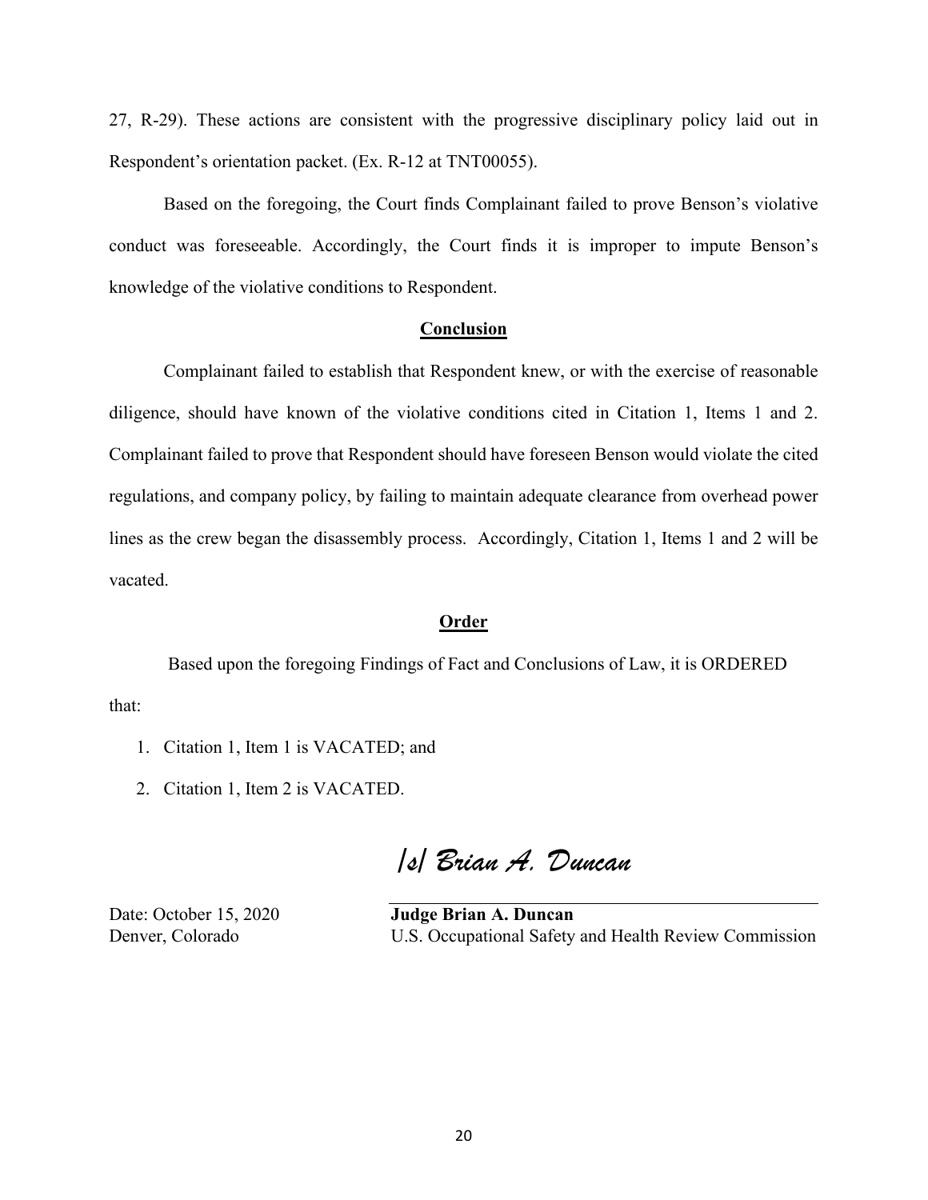27, R-29). These actions are consistent with the progressive disciplinary policy laid out in Respondent's orientation packet. (Ex. R-12 at TNT00055).

Based on the foregoing, the Court finds Complainant failed to prove Benson's violative conduct was foreseeable. Accordingly, the Court finds it is improper to impute Benson's knowledge of the violative conditions to Respondent.

## Conclusion

Complainant failed to establish that Respondent knew, or with the exercise of reasonable diligence, should have known of the violative conditions cited in Citation 1, Items 1 and 2. Complainant failed to prove that Respondent should have foreseen Benson would violate the cited regulations, and company policy, by failing to maintain adequate clearance from overhead power lines as the crew began the disassembly process. Accordingly, Citation 1, Items 1 and 2 will be vacated.

## Order

Based upon the foregoing Findings of Fact and Conclusions of Law, it is ORDERED that:

1. Citation 1, Item 1 is VACATED; and
2. Citation 1, Item 2 is VACATED.

*/s/ Brian A. Duncan*

Date: October 15, 2020
Denver, Colorado

**Judge Brian A. Duncan**
U.S. Occupational Safety and Health Review Commission